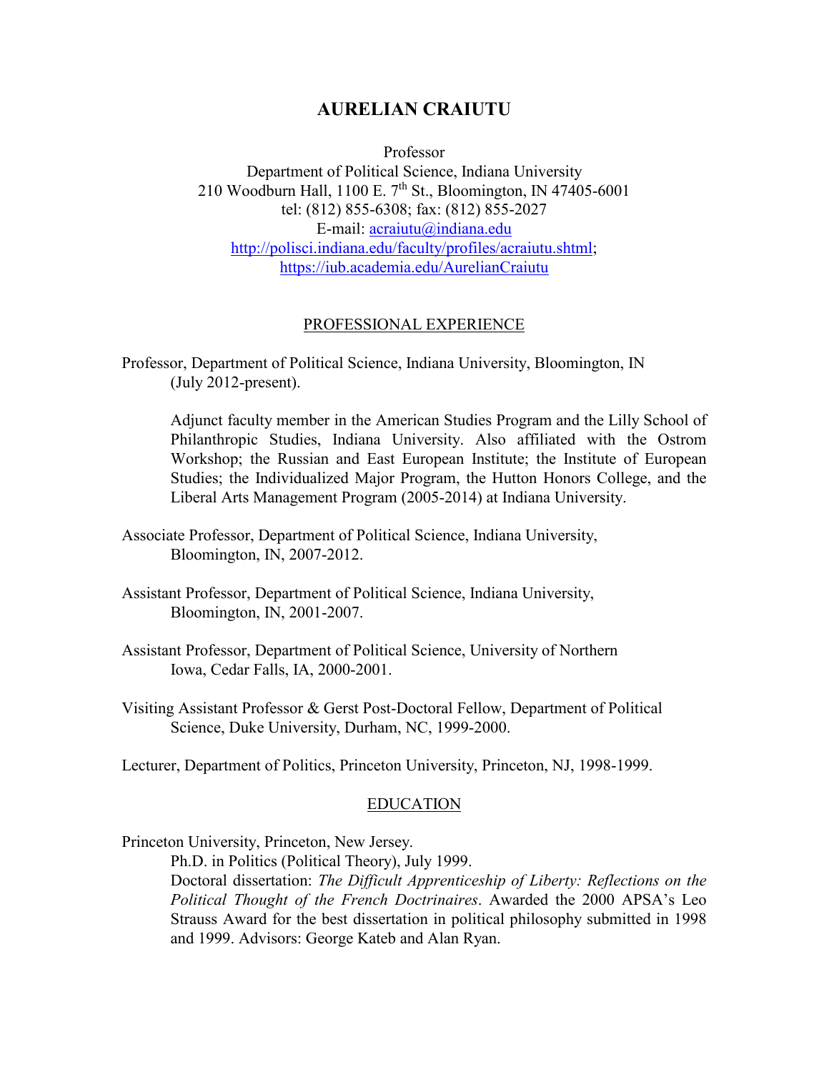# AURELIAN CRAIUTU

Professor
Department of Political Science, Indiana University
210 Woodburn Hall, 1100 E. 7th St., Bloomington, IN 47405-6001
tel: (812) 855-6308; fax: (812) 855-2027
E-mail: acraiutu@indiana.edu
http://polisci.indiana.edu/faculty/profiles/acraiutu.shtml;
https://iub.academia.edu/AurelianCraiutu

## PROFESSIONAL EXPERIENCE

Professor, Department of Political Science, Indiana University, Bloomington, IN (July 2012-present).

Adjunct faculty member in the American Studies Program and the Lilly School of Philanthropic Studies, Indiana University. Also affiliated with the Ostrom Workshop; the Russian and East European Institute; the Institute of European Studies; the Individualized Major Program, the Hutton Honors College, and the Liberal Arts Management Program (2005-2014) at Indiana University.

Associate Professor, Department of Political Science, Indiana University, Bloomington, IN, 2007-2012.

Assistant Professor, Department of Political Science, Indiana University, Bloomington, IN, 2001-2007.

Assistant Professor, Department of Political Science, University of Northern Iowa, Cedar Falls, IA, 2000-2001.

Visiting Assistant Professor & Gerst Post-Doctoral Fellow, Department of Political Science, Duke University, Durham, NC, 1999-2000.

Lecturer, Department of Politics, Princeton University, Princeton, NJ, 1998-1999.

## EDUCATION

Princeton University, Princeton, New Jersey.

Ph.D. in Politics (Political Theory), July 1999.
Doctoral dissertation: *The Difficult Apprenticeship of Liberty: Reflections on the Political Thought of the French Doctrinaires*. Awarded the 2000 APSA's Leo Strauss Award for the best dissertation in political philosophy submitted in 1998 and 1999. Advisors: George Kateb and Alan Ryan.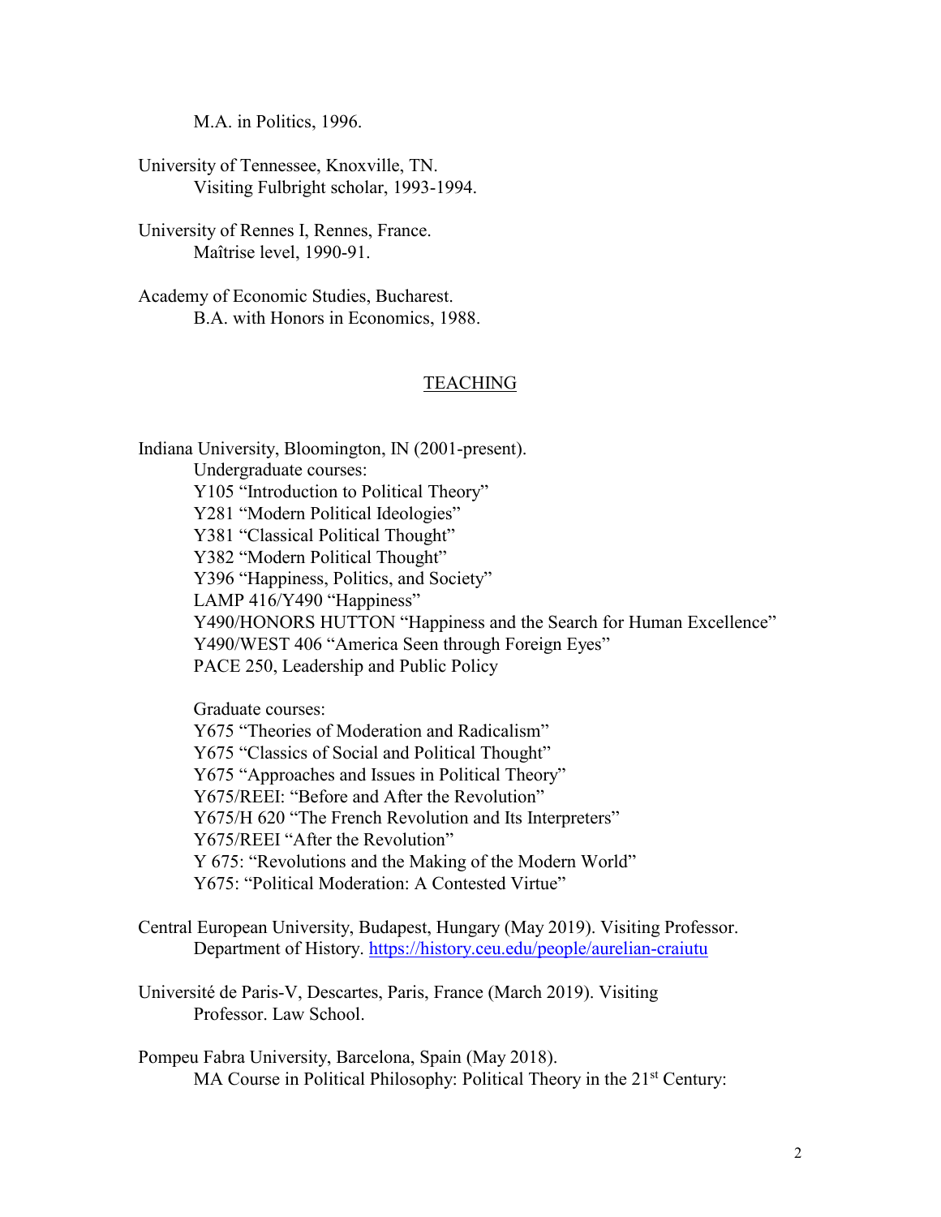M.A. in Politics, 1996.

University of Tennessee, Knoxville, TN.
Visiting Fulbright scholar, 1993-1994.

University of Rennes I, Rennes, France.
Maîtrise level, 1990-91.

Academy of Economic Studies, Bucharest.
B.A. with Honors in Economics, 1988.

## TEACHING

Indiana University, Bloomington, IN (2001-present).

Undergraduate courses:
Y105 "Introduction to Political Theory"
Y281 "Modern Political Ideologies"
Y381 "Classical Political Thought"
Y382 "Modern Political Thought"
Y396 "Happiness, Politics, and Society"
LAMP 416/Y490 "Happiness"
Y490/HONORS HUTTON "Happiness and the Search for Human Excellence"
Y490/WEST 406 "America Seen through Foreign Eyes"
PACE 250, Leadership and Public Policy

Graduate courses:
Y675 "Theories of Moderation and Radicalism"
Y675 "Classics of Social and Political Thought"
Y675 "Approaches and Issues in Political Theory"
Y675/REEI: "Before and After the Revolution"
Y675/H 620 "The French Revolution and Its Interpreters"
Y675/REEI "After the Revolution"
Y 675: "Revolutions and the Making of the Modern World"
Y675: "Political Moderation: A Contested Virtue"

Central European University, Budapest, Hungary (May 2019). Visiting Professor.
Department of History. https://history.ceu.edu/people/aurelian-craiutu

Université de Paris-V, Descartes, Paris, France (March 2019). Visiting
Professor. Law School.

Pompeu Fabra University, Barcelona, Spain (May 2018).
MA Course in Political Philosophy: Political Theory in the 21st Century: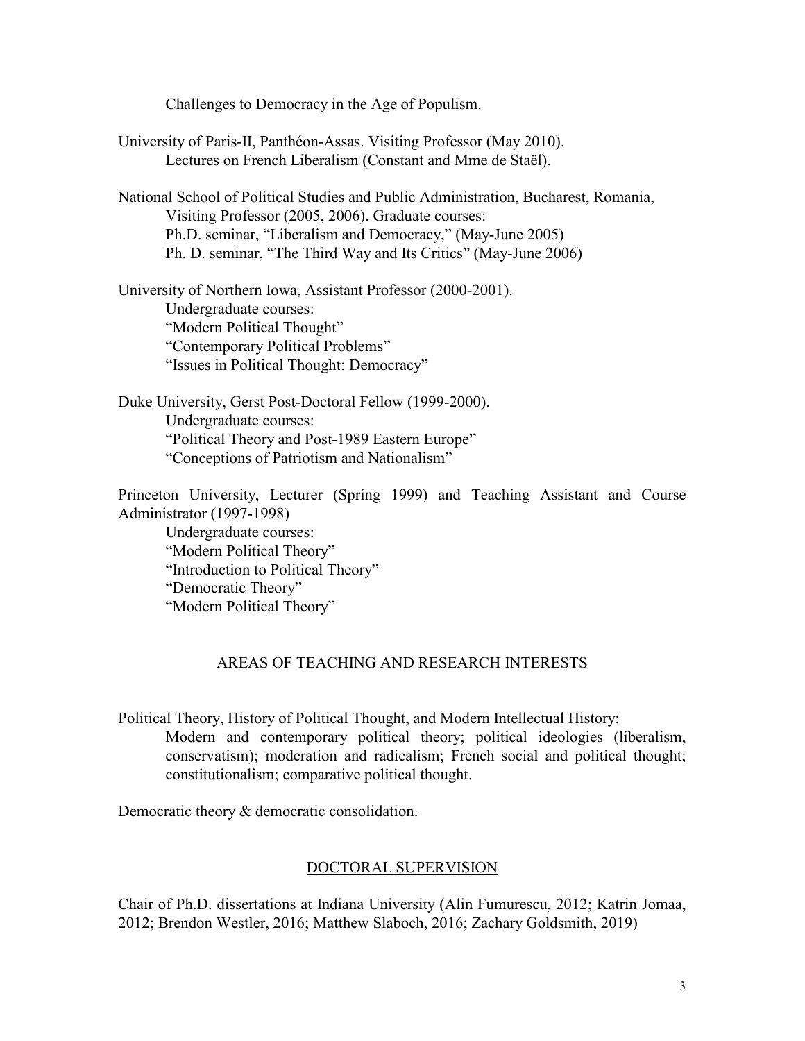Challenges to Democracy in the Age of Populism.

University of Paris-II, Panthéon-Assas. Visiting Professor (May 2010).
    Lectures on French Liberalism (Constant and Mme de Staël).

National School of Political Studies and Public Administration, Bucharest, Romania,
    Visiting Professor (2005, 2006). Graduate courses:
    Ph.D. seminar, "Liberalism and Democracy," (May-June 2005)
    Ph. D. seminar, "The Third Way and Its Critics" (May-June 2006)

University of Northern Iowa, Assistant Professor (2000-2001).
    Undergraduate courses:
    "Modern Political Thought"
    "Contemporary Political Problems"
    "Issues in Political Thought: Democracy"

Duke University, Gerst Post-Doctoral Fellow (1999-2000).
    Undergraduate courses:
    "Political Theory and Post-1989 Eastern Europe"
    "Conceptions of Patriotism and Nationalism"

Princeton University, Lecturer (Spring 1999) and Teaching Assistant and Course Administrator (1997-1998)
    Undergraduate courses:
    "Modern Political Theory"
    "Introduction to Political Theory"
    "Democratic Theory"
    "Modern Political Theory"

## AREAS OF TEACHING AND RESEARCH INTERESTS

Political Theory, History of Political Thought, and Modern Intellectual History:
    Modern and contemporary political theory; political ideologies (liberalism, conservatism); moderation and radicalism; French social and political thought; constitutionalism; comparative political thought.

Democratic theory & democratic consolidation.

## DOCTORAL SUPERVISION

Chair of Ph.D. dissertations at Indiana University (Alin Fumurescu, 2012; Katrin Jomaa, 2012; Brendon Westler, 2016; Matthew Slaboch, 2016; Zachary Goldsmith, 2019)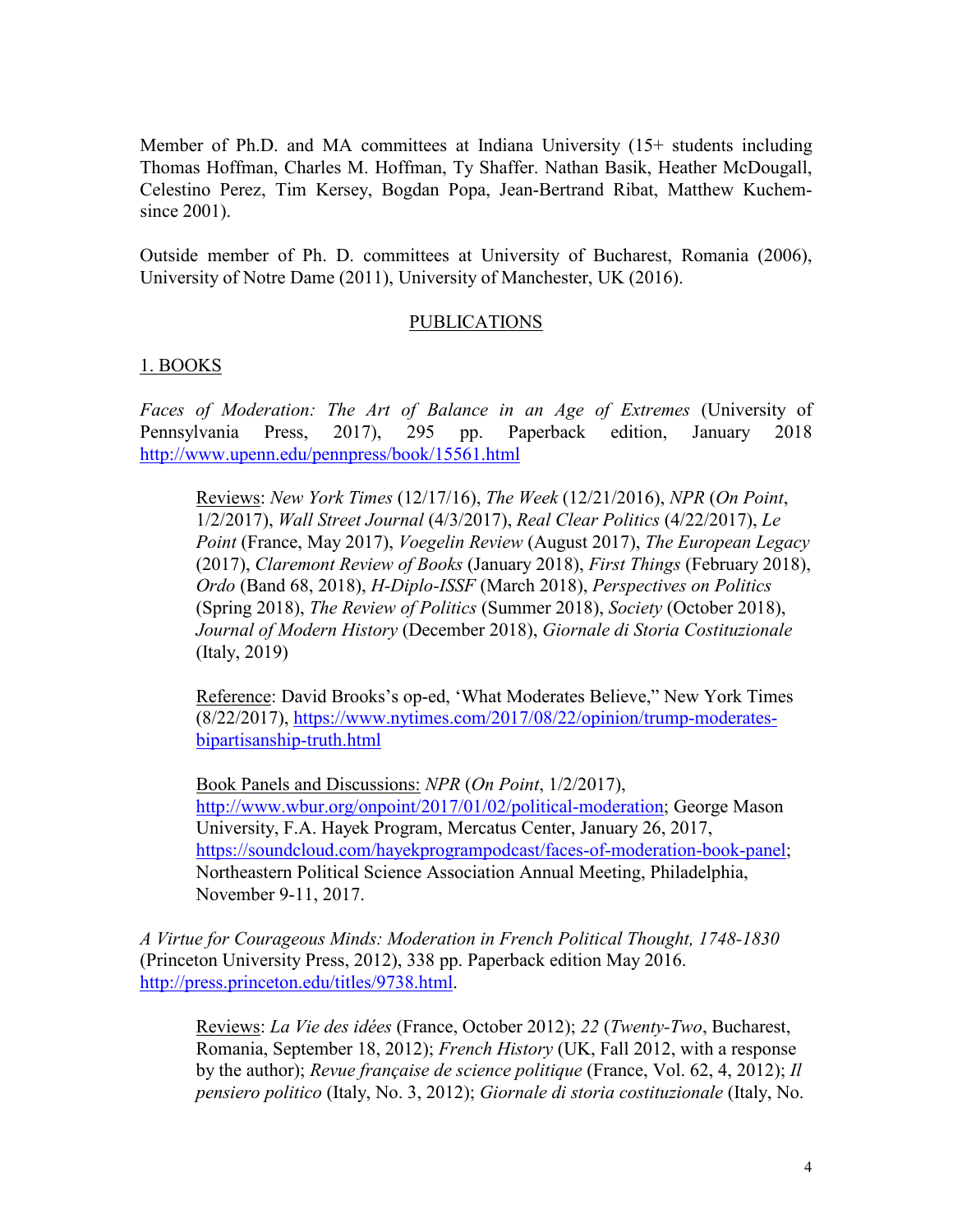Member of Ph.D. and MA committees at Indiana University (15+ students including Thomas Hoffman, Charles M. Hoffman, Ty Shaffer. Nathan Basik, Heather McDougall, Celestino Perez, Tim Kersey, Bogdan Popa, Jean-Bertrand Ribat, Matthew Kuchem- since 2001).

Outside member of Ph. D. committees at University of Bucharest, Romania (2006), University of Notre Dame (2011), University of Manchester, UK (2016).

## PUBLICATIONS

### 1. BOOKS

*Faces of Moderation: The Art of Balance in an Age of Extremes* (University of Pennsylvania Press, 2017), 295 pp. Paperback edition, January 2018 http://www.upenn.edu/pennpress/book/15561.html

> Reviews: *New York Times* (12/17/16), *The Week* (12/21/2016), *NPR* (*On Point*, 1/2/2017), *Wall Street Journal* (4/3/2017), *Real Clear Politics* (4/22/2017), *Le Point* (France, May 2017), *Voegelin Review* (August 2017), *The European Legacy* (2017), *Claremont Review of Books* (January 2018), *First Things* (February 2018), *Ordo* (Band 68, 2018), *H-Diplo-ISSF* (March 2018), *Perspectives on Politics* (Spring 2018), *The Review of Politics* (Summer 2018), *Society* (October 2018), *Journal of Modern History* (December 2018), *Giornale di Storia Costituzionale* (Italy, 2019)
>
> Reference: David Brooks's op-ed, 'What Moderates Believe," New York Times (8/22/2017), https://www.nytimes.com/2017/08/22/opinion/trump-moderates-bipartisanship-truth.html
>
> Book Panels and Discussions: *NPR* (*On Point*, 1/2/2017), http://www.wbur.org/onpoint/2017/01/02/political-moderation; George Mason University, F.A. Hayek Program, Mercatus Center, January 26, 2017, https://soundcloud.com/hayekprogrampodcast/faces-of-moderation-book-panel; Northeastern Political Science Association Annual Meeting, Philadelphia, November 9-11, 2017.

*A Virtue for Courageous Minds: Moderation in French Political Thought, 1748-1830* (Princeton University Press, 2012), 338 pp. Paperback edition May 2016. http://press.princeton.edu/titles/9738.html.

> Reviews: *La Vie des idées* (France, October 2012); *22* (*Twenty-Two*, Bucharest, Romania, September 18, 2012); *French History* (UK, Fall 2012, with a response by the author); *Revue française de science politique* (France, Vol. 62, 4, 2012); *Il pensiero politico* (Italy, No. 3, 2012); *Giornale di storia costituzionale* (Italy, No.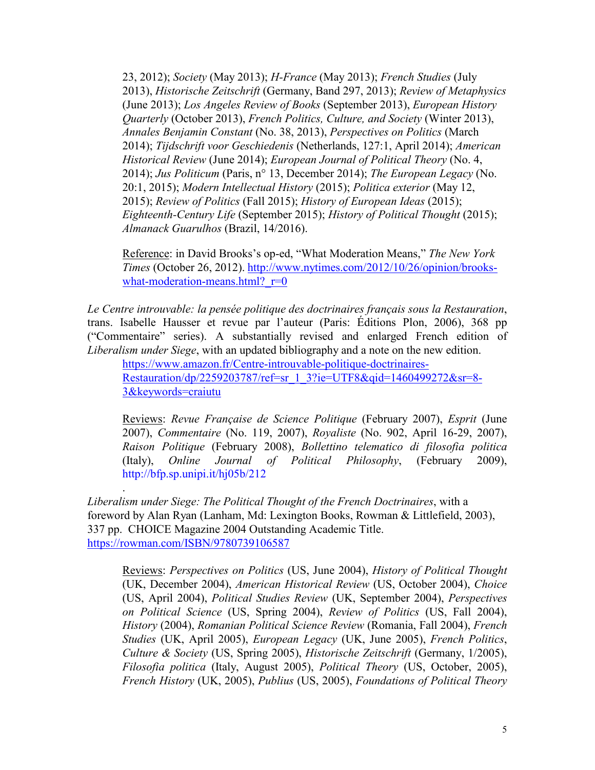23, 2012); *Society* (May 2013); *H-France* (May 2013); *French Studies* (July 2013), *Historische Zeitschrift* (Germany, Band 297, 2013); *Review of Metaphysics* (June 2013); *Los Angeles Review of Books* (September 2013), *European History Quarterly* (October 2013), *French Politics, Culture, and Society* (Winter 2013), *Annales Benjamin Constant* (No. 38, 2013), *Perspectives on Politics* (March 2014); *Tijdschrift voor Geschiedenis* (Netherlands, 127:1, April 2014); *American Historical Review* (June 2014); *European Journal of Political Theory* (No. 4, 2014); *Jus Politicum* (Paris, n° 13, December 2014); *The European Legacy* (No. 20:1, 2015); *Modern Intellectual History* (2015); *Politica exterior* (May 12, 2015); *Review of Politics* (Fall 2015); *History of European Ideas* (2015); *Eighteenth-Century Life* (September 2015); *History of Political Thought* (2015); *Almanack Guarulhos* (Brazil, 14/2016).

Reference: in David Brooks's op-ed, "What Moderation Means," *The New York Times* (October 26, 2012). http://www.nytimes.com/2012/10/26/opinion/brooks-what-moderation-means.html?_r=0

*Le Centre introuvable: la pensée politique des doctrinaires français sous la Restauration*, trans. Isabelle Hausser et revue par l'auteur (Paris: Éditions Plon, 2006), 368 pp ("Commentaire" series). A substantially revised and enlarged French edition of *Liberalism under Siege*, with an updated bibliography and a note on the new edition.
https://www.amazon.fr/Centre-introuvable-politique-doctrinaires-Restauration/dp/2259203787/ref=sr_1_3?ie=UTF8&qid=1460499272&sr=8-3&keywords=craiutu

Reviews: *Revue Française de Science Politique* (February 2007), *Esprit* (June 2007), *Commentaire* (No. 119, 2007), *Royaliste* (No. 902, April 16-29, 2007), *Raison Politique* (February 2008), *Bollettino telematico di filosofia politica* (Italy), *Online Journal of Political Philosophy*, (February 2009), http://bfp.sp.unipi.it/hj05b/212

*Liberalism under Siege: The Political Thought of the French Doctrinaires*, with a foreword by Alan Ryan (Lanham, Md: Lexington Books, Rowman & Littlefield, 2003), 337 pp. CHOICE Magazine 2004 Outstanding Academic Title.
https://rowman.com/ISBN/9780739106587

Reviews: *Perspectives on Politics* (US, June 2004), *History of Political Thought* (UK, December 2004), *American Historical Review* (US, October 2004), *Choice* (US, April 2004), *Political Studies Review* (UK, September 2004), *Perspectives on Political Science* (US, Spring 2004), *Review of Politics* (US, Fall 2004), *History* (2004), *Romanian Political Science Review* (Romania, Fall 2004), *French Studies* (UK, April 2005), *European Legacy* (UK, June 2005), *French Politics, Culture & Society* (US, Spring 2005), *Historische Zeitschrift* (Germany, 1/2005), *Filosofia politica* (Italy, August 2005), *Political Theory* (US, October, 2005), *French History* (UK, 2005), *Publius* (US, 2005), *Foundations of Political Theory*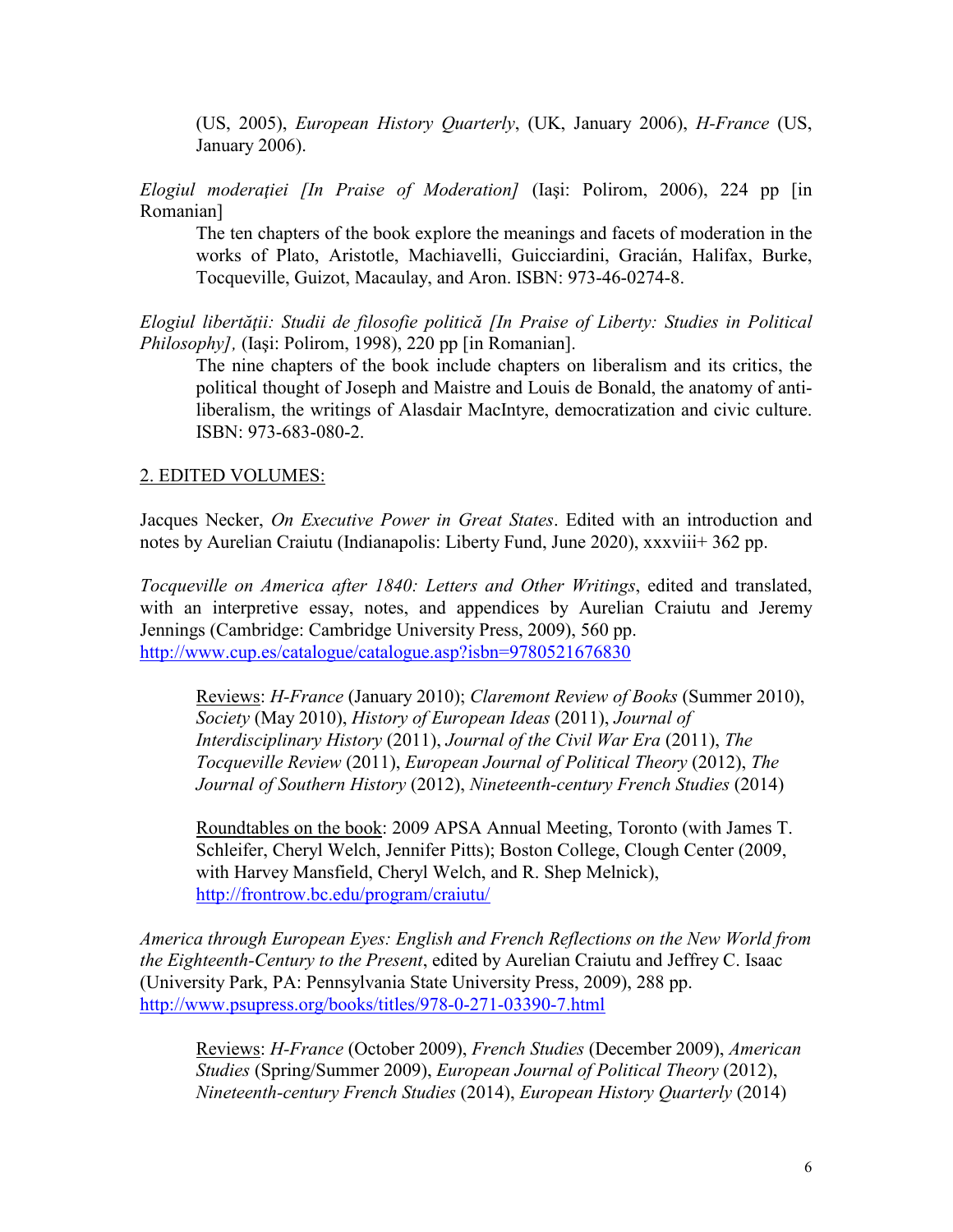(US, 2005), *European History Quarterly*, (UK, January 2006), *H-France* (US, January 2006).

*Elogiul moderaţiei [In Praise of Moderation]* (Iaşi: Polirom, 2006), 224 pp [in Romanian]

The ten chapters of the book explore the meanings and facets of moderation in the works of Plato, Aristotle, Machiavelli, Guicciardini, Gracián, Halifax, Burke, Tocqueville, Guizot, Macaulay, and Aron. ISBN: 973-46-0274-8.

*Elogiul libertăţii: Studii de filosofie politică [In Praise of Liberty: Studies in Political Philosophy],* (Iaşi: Polirom, 1998), 220 pp [in Romanian].

The nine chapters of the book include chapters on liberalism and its critics, the political thought of Joseph and Maistre and Louis de Bonald, the anatomy of anti-liberalism, the writings of Alasdair MacIntyre, democratization and civic culture. ISBN: 973-683-080-2.

## 2. EDITED VOLUMES:

Jacques Necker, *On Executive Power in Great States*. Edited with an introduction and notes by Aurelian Craiutu (Indianapolis: Liberty Fund, June 2020), xxxviii+ 362 pp.

*Tocqueville on America after 1840: Letters and Other Writings*, edited and translated, with an interpretive essay, notes, and appendices by Aurelian Craiutu and Jeremy Jennings (Cambridge: Cambridge University Press, 2009), 560 pp.
http://www.cup.es/catalogue/catalogue.asp?isbn=9780521676830

Reviews: *H-France* (January 2010); *Claremont Review of Books* (Summer 2010), *Society* (May 2010), *History of European Ideas* (2011), *Journal of Interdisciplinary History* (2011), *Journal of the Civil War Era* (2011), *The Tocqueville Review* (2011), *European Journal of Political Theory* (2012), *The Journal of Southern History* (2012), *Nineteenth-century French Studies* (2014)

Roundtables on the book: 2009 APSA Annual Meeting, Toronto (with James T. Schleifer, Cheryl Welch, Jennifer Pitts); Boston College, Clough Center (2009, with Harvey Mansfield, Cheryl Welch, and R. Shep Melnick), http://frontrow.bc.edu/program/craiutu/

*America through European Eyes: English and French Reflections on the New World from the Eighteenth-Century to the Present*, edited by Aurelian Craiutu and Jeffrey C. Isaac (University Park, PA: Pennsylvania State University Press, 2009), 288 pp.
http://www.psupress.org/books/titles/978-0-271-03390-7.html

Reviews: *H-France* (October 2009), *French Studies* (December 2009), *American Studies* (Spring/Summer 2009), *European Journal of Political Theory* (2012), *Nineteenth-century French Studies* (2014), *European History Quarterly* (2014)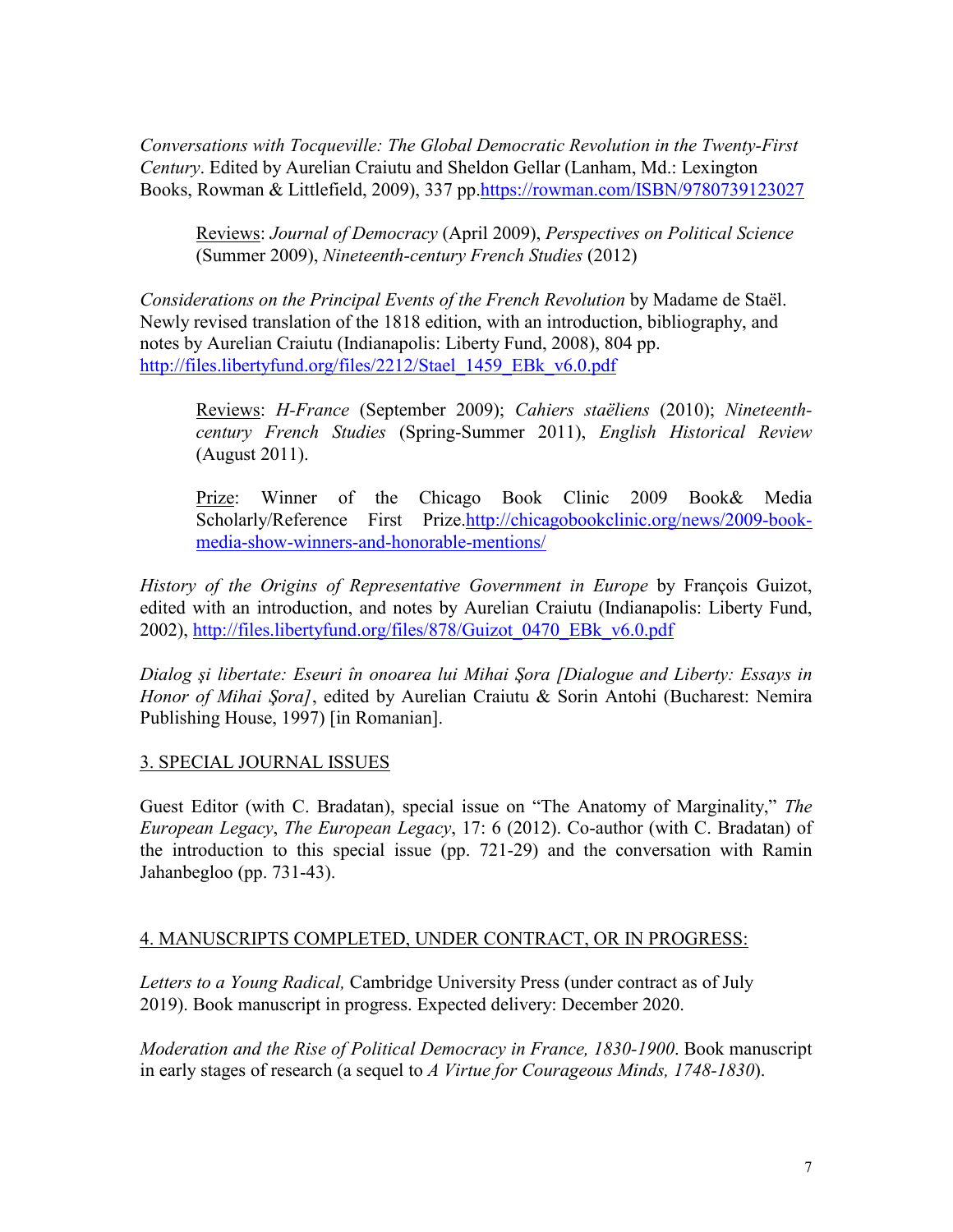*Conversations with Tocqueville: The Global Democratic Revolution in the Twenty-First Century*. Edited by Aurelian Craiutu and Sheldon Gellar (Lanham, Md.: Lexington Books, Rowman & Littlefield, 2009), 337 pp.https://rowman.com/ISBN/9780739123027

> Reviews: *Journal of Democracy* (April 2009), *Perspectives on Political Science* (Summer 2009), *Nineteenth-century French Studies* (2012)

*Considerations on the Principal Events of the French Revolution* by Madame de Staël. Newly revised translation of the 1818 edition, with an introduction, bibliography, and notes by Aurelian Craiutu (Indianapolis: Liberty Fund, 2008), 804 pp. http://files.libertyfund.org/files/2212/Stael_1459_EBk_v6.0.pdf

> Reviews: *H-France* (September 2009); *Cahiers staëliens* (2010); *Nineteenth-century French Studies* (Spring-Summer 2011), *English Historical Review* (August 2011).
>
> Prize: Winner of the Chicago Book Clinic 2009 Book& Media Scholarly/Reference First Prize.http://chicagobookclinic.org/news/2009-book-media-show-winners-and-honorable-mentions/

*History of the Origins of Representative Government in Europe* by François Guizot, edited with an introduction, and notes by Aurelian Craiutu (Indianapolis: Liberty Fund, 2002), http://files.libertyfund.org/files/878/Guizot_0470_EBk_v6.0.pdf

*Dialog şi libertate: Eseuri în onoarea lui Mihai Şora [Dialogue and Liberty: Essays in Honor of Mihai Şora]*, edited by Aurelian Craiutu & Sorin Antohi (Bucharest: Nemira Publishing House, 1997) [in Romanian].

## 3. SPECIAL JOURNAL ISSUES

Guest Editor (with C. Bradatan), special issue on "The Anatomy of Marginality," *The European Legacy*, *The European Legacy*, 17: 6 (2012). Co-author (with C. Bradatan) of the introduction to this special issue (pp. 721-29) and the conversation with Ramin Jahanbegloo (pp. 731-43).

## 4. MANUSCRIPTS COMPLETED, UNDER CONTRACT, OR IN PROGRESS:

*Letters to a Young Radical,* Cambridge University Press (under contract as of July 2019). Book manuscript in progress. Expected delivery: December 2020.

*Moderation and the Rise of Political Democracy in France, 1830-1900*. Book manuscript in early stages of research (a sequel to *A Virtue for Courageous Minds, 1748-1830*).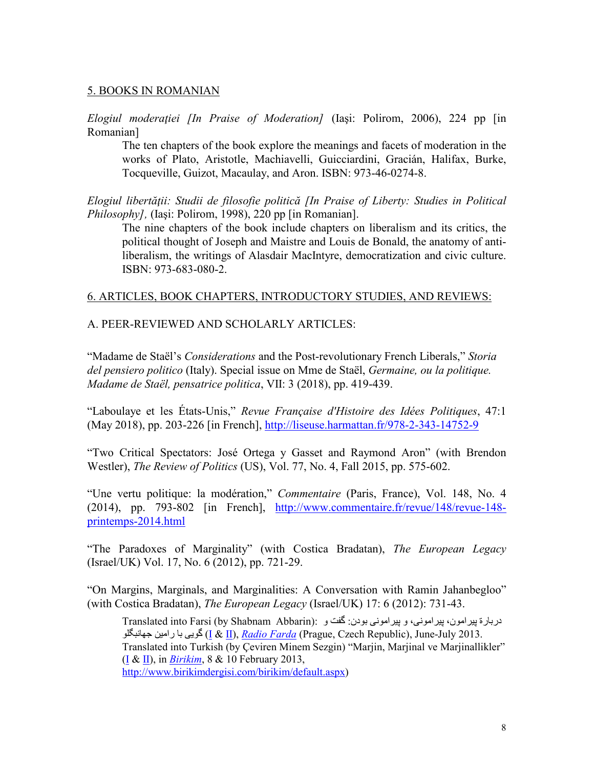5. BOOKS IN ROMANIAN

*Elogiul moderaţiei [In Praise of Moderation]* (Iaşi: Polirom, 2006), 224 pp [in Romanian]

> The ten chapters of the book explore the meanings and facets of moderation in the works of Plato, Aristotle, Machiavelli, Guicciardini, Gracián, Halifax, Burke, Tocqueville, Guizot, Macaulay, and Aron. ISBN: 973-46-0274-8.

*Elogiul libertăţii: Studii de filosofie politică [In Praise of Liberty: Studies in Political Philosophy],* (Iaşi: Polirom, 1998), 220 pp [in Romanian].

> The nine chapters of the book include chapters on liberalism and its critics, the political thought of Joseph and Maistre and Louis de Bonald, the anatomy of anti-liberalism, the writings of Alasdair MacIntyre, democratization and civic culture. ISBN: 973-683-080-2.

6. ARTICLES, BOOK CHAPTERS, INTRODUCTORY STUDIES, AND REVIEWS:

A. PEER-REVIEWED AND SCHOLARLY ARTICLES:

"Madame de Staël's *Considerations* and the Post-revolutionary French Liberals," *Storia del pensiero politico* (Italy). Special issue on Mme de Staël, *Germaine, ou la politique. Madame de Staël, pensatrice politica*, VII: 3 (2018), pp. 419-439.

"Laboulaye et les États-Unis," *Revue Française d'Histoire des Idées Politiques*, 47:1 (May 2018), pp. 203-226 [in French], http://liseuse.harmattan.fr/978-2-343-14752-9

"Two Critical Spectators: José Ortega y Gasset and Raymond Aron" (with Brendon Westler), *The Review of Politics* (US), Vol. 77, No. 4, Fall 2015, pp. 575-602.

"Une vertu politique: la modération," *Commentaire* (Paris, France), Vol. 148, No. 4 (2014), pp. 793-802 [in French], http://www.commentaire.fr/revue/148/revue-148-printemps-2014.html

"The Paradoxes of Marginality" (with Costica Bradatan), *The European Legacy* (Israel/UK) Vol. 17, No. 6 (2012), pp. 721-29.

"On Margins, Marginals, and Marginalities: A Conversation with Ramin Jahanbegloo" (with Costica Bradatan), *The European Legacy* (Israel/UK) 17: 6 (2012): 731-43.

> Translated into Farsi (by Shabnam Abbarin): دربارهٔ پیرامون، پیرامونی، و پیرامونی بودن: گفت و گویی با رامین جهانبگلو (I & II), *Radio Farda* (Prague, Czech Republic), June-July 2013.
> Translated into Turkish (by Çeviren Minem Sezgin) "Marjin, Marjinal ve Marjinallikler" (I & II), in *Birikim*, 8 & 10 February 2013, http://www.birikimdergisi.com/birikim/default.aspx)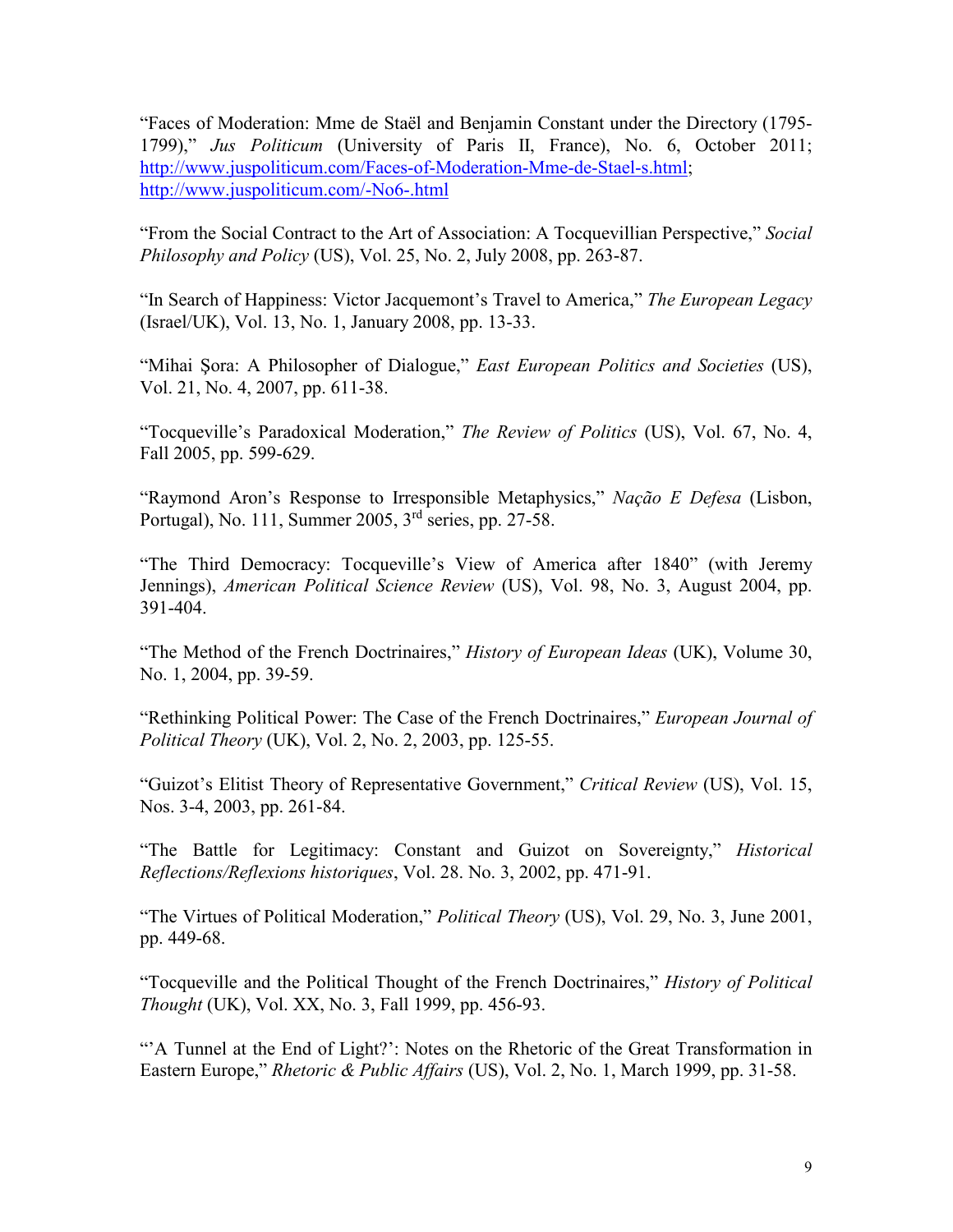"Faces of Moderation: Mme de Staël and Benjamin Constant under the Directory (1795-1799)," *Jus Politicum* (University of Paris II, France), No. 6, October 2011; http://www.juspoliticum.com/Faces-of-Moderation-Mme-de-Stael-s.html; http://www.juspoliticum.com/-No6-.html

"From the Social Contract to the Art of Association: A Tocquevillian Perspective," *Social Philosophy and Policy* (US), Vol. 25, No. 2, July 2008, pp. 263-87.

"In Search of Happiness: Victor Jacquemont's Travel to America," *The European Legacy* (Israel/UK), Vol. 13, No. 1, January 2008, pp. 13-33.

"Mihai Şora: A Philosopher of Dialogue," *East European Politics and Societies* (US), Vol. 21, No. 4, 2007, pp. 611-38.

"Tocqueville's Paradoxical Moderation," *The Review of Politics* (US), Vol. 67, No. 4, Fall 2005, pp. 599-629.

"Raymond Aron's Response to Irresponsible Metaphysics," *Nação E Defesa* (Lisbon, Portugal), No. 111, Summer 2005, 3rd series, pp. 27-58.

"The Third Democracy: Tocqueville's View of America after 1840" (with Jeremy Jennings), *American Political Science Review* (US), Vol. 98, No. 3, August 2004, pp. 391-404.

"The Method of the French Doctrinaires," *History of European Ideas* (UK), Volume 30, No. 1, 2004, pp. 39-59.

"Rethinking Political Power: The Case of the French Doctrinaires," *European Journal of Political Theory* (UK), Vol. 2, No. 2, 2003, pp. 125-55.

"Guizot's Elitist Theory of Representative Government," *Critical Review* (US), Vol. 15, Nos. 3-4, 2003, pp. 261-84.

"The Battle for Legitimacy: Constant and Guizot on Sovereignty," *Historical Reflections/Reflexions historiques*, Vol. 28. No. 3, 2002, pp. 471-91.

"The Virtues of Political Moderation," *Political Theory* (US), Vol. 29, No. 3, June 2001, pp. 449-68.

"Tocqueville and the Political Thought of the French Doctrinaires," *History of Political Thought* (UK), Vol. XX, No. 3, Fall 1999, pp. 456-93.

"'A Tunnel at the End of Light?': Notes on the Rhetoric of the Great Transformation in Eastern Europe," *Rhetoric & Public Affairs* (US), Vol. 2, No. 1, March 1999, pp. 31-58.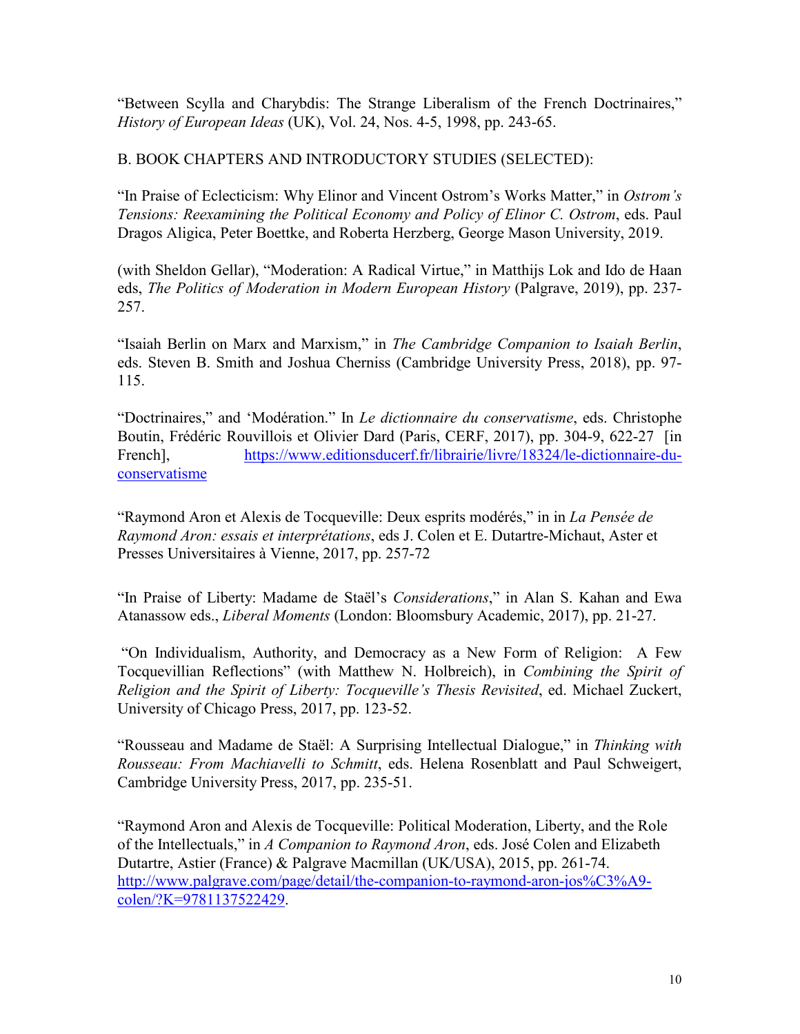"Between Scylla and Charybdis: The Strange Liberalism of the French Doctrinaires," *History of European Ideas* (UK), Vol. 24, Nos. 4-5, 1998, pp. 243-65.

B. BOOK CHAPTERS AND INTRODUCTORY STUDIES (SELECTED):

"In Praise of Eclecticism: Why Elinor and Vincent Ostrom's Works Matter," in *Ostrom's Tensions: Reexamining the Political Economy and Policy of Elinor C. Ostrom*, eds. Paul Dragos Aligica, Peter Boettke, and Roberta Herzberg, George Mason University, 2019.

(with Sheldon Gellar), "Moderation: A Radical Virtue," in Matthijs Lok and Ido de Haan eds, *The Politics of Moderation in Modern European History* (Palgrave, 2019), pp. 237-257.

"Isaiah Berlin on Marx and Marxism," in *The Cambridge Companion to Isaiah Berlin*, eds. Steven B. Smith and Joshua Cherniss (Cambridge University Press, 2018), pp. 97-115.

"Doctrinaires," and 'Modération." In *Le dictionnaire du conservatisme*, eds. Christophe Boutin, Frédéric Rouvillois et Olivier Dard (Paris, CERF, 2017), pp. 304-9, 622-27 [in French], https://www.editionsducerf.fr/librairie/livre/18324/le-dictionnaire-du-conservatisme

"Raymond Aron et Alexis de Tocqueville: Deux esprits modérés," in in *La Pensée de Raymond Aron: essais et interprétations*, eds J. Colen et E. Dutartre-Michaut, Aster et Presses Universitaires à Vienne, 2017, pp. 257-72

"In Praise of Liberty: Madame de Staël's *Considerations*," in Alan S. Kahan and Ewa Atanassow eds., *Liberal Moments* (London: Bloomsbury Academic, 2017), pp. 21-27.

"On Individualism, Authority, and Democracy as a New Form of Religion: A Few Tocquevillian Reflections" (with Matthew N. Holbreich), in *Combining the Spirit of Religion and the Spirit of Liberty: Tocqueville's Thesis Revisited*, ed. Michael Zuckert, University of Chicago Press, 2017, pp. 123-52.

"Rousseau and Madame de Staël: A Surprising Intellectual Dialogue," in *Thinking with Rousseau: From Machiavelli to Schmitt*, eds. Helena Rosenblatt and Paul Schweigert, Cambridge University Press, 2017, pp. 235-51.

"Raymond Aron and Alexis de Tocqueville: Political Moderation, Liberty, and the Role of the Intellectuals," in *A Companion to Raymond Aron*, eds. José Colen and Elizabeth Dutartre, Astier (France) & Palgrave Macmillan (UK/USA), 2015, pp. 261-74. http://www.palgrave.com/page/detail/the-companion-to-raymond-aron-jos%C3%A9-colen/?K=9781137522429.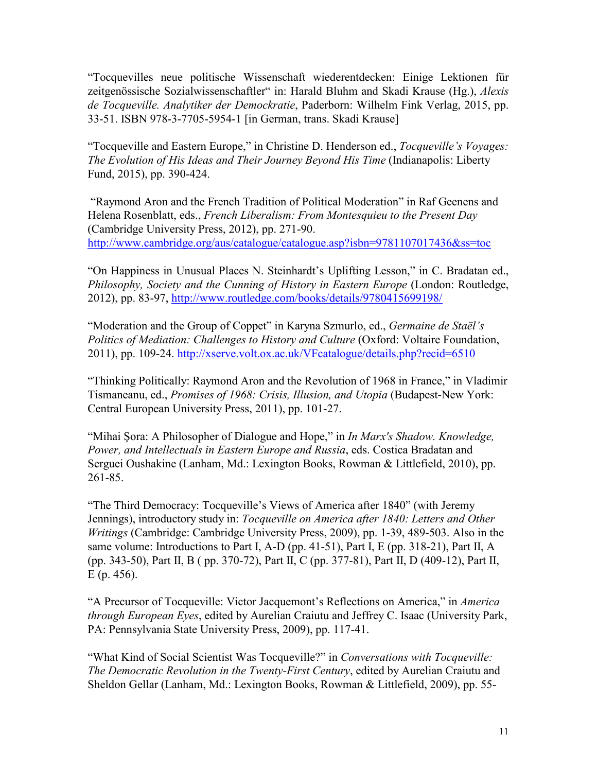"Tocquevilles neue politische Wissenschaft wiederentdecken: Einige Lektionen für zeitgenössische Sozialwissenschaftler" in: Harald Bluhm and Skadi Krause (Hg.), *Alexis de Tocqueville. Analytiker der Demockratie*, Paderborn: Wilhelm Fink Verlag, 2015, pp. 33-51. ISBN 978-3-7705-5954-1 [in German, trans. Skadi Krause]

"Tocqueville and Eastern Europe," in Christine D. Henderson ed., *Tocqueville's Voyages: The Evolution of His Ideas and Their Journey Beyond His Time* (Indianapolis: Liberty Fund, 2015), pp. 390-424.

"Raymond Aron and the French Tradition of Political Moderation" in Raf Geenens and Helena Rosenblatt, eds., *French Liberalism: From Montesquieu to the Present Day* (Cambridge University Press, 2012), pp. 271-90. http://www.cambridge.org/aus/catalogue/catalogue.asp?isbn=9781107017436&ss=toc

"On Happiness in Unusual Places N. Steinhardt's Uplifting Lesson," in C. Bradatan ed., *Philosophy, Society and the Cunning of History in Eastern Europe* (London: Routledge, 2012), pp. 83-97, http://www.routledge.com/books/details/9780415699198/

"Moderation and the Group of Coppet" in Karyna Szmurlo, ed., *Germaine de Staël's Politics of Mediation: Challenges to History and Culture* (Oxford: Voltaire Foundation, 2011), pp. 109-24. http://xserve.volt.ox.ac.uk/VFcatalogue/details.php?recid=6510

"Thinking Politically: Raymond Aron and the Revolution of 1968 in France," in Vladimir Tismaneanu, ed., *Promises of 1968: Crisis, Illusion, and Utopia* (Budapest-New York: Central European University Press, 2011), pp. 101-27.

"Mihai Şora: A Philosopher of Dialogue and Hope," in *In Marx's Shadow. Knowledge, Power, and Intellectuals in Eastern Europe and Russia*, eds. Costica Bradatan and Serguei Oushakine (Lanham, Md.: Lexington Books, Rowman & Littlefield, 2010), pp. 261-85.

"The Third Democracy: Tocqueville's Views of America after 1840" (with Jeremy Jennings), introductory study in: *Tocqueville on America after 1840: Letters and Other Writings* (Cambridge: Cambridge University Press, 2009), pp. 1-39, 489-503. Also in the same volume: Introductions to Part I, A-D (pp. 41-51), Part I, E (pp. 318-21), Part II, A (pp. 343-50), Part II, B ( pp. 370-72), Part II, C (pp. 377-81), Part II, D (409-12), Part II, E (p. 456).

"A Precursor of Tocqueville: Victor Jacquemont's Reflections on America," in *America through European Eyes*, edited by Aurelian Craiutu and Jeffrey C. Isaac (University Park, PA: Pennsylvania State University Press, 2009), pp. 117-41.

"What Kind of Social Scientist Was Tocqueville?" in *Conversations with Tocqueville: The Democratic Revolution in the Twenty-First Century*, edited by Aurelian Craiutu and Sheldon Gellar (Lanham, Md.: Lexington Books, Rowman & Littlefield, 2009), pp. 55-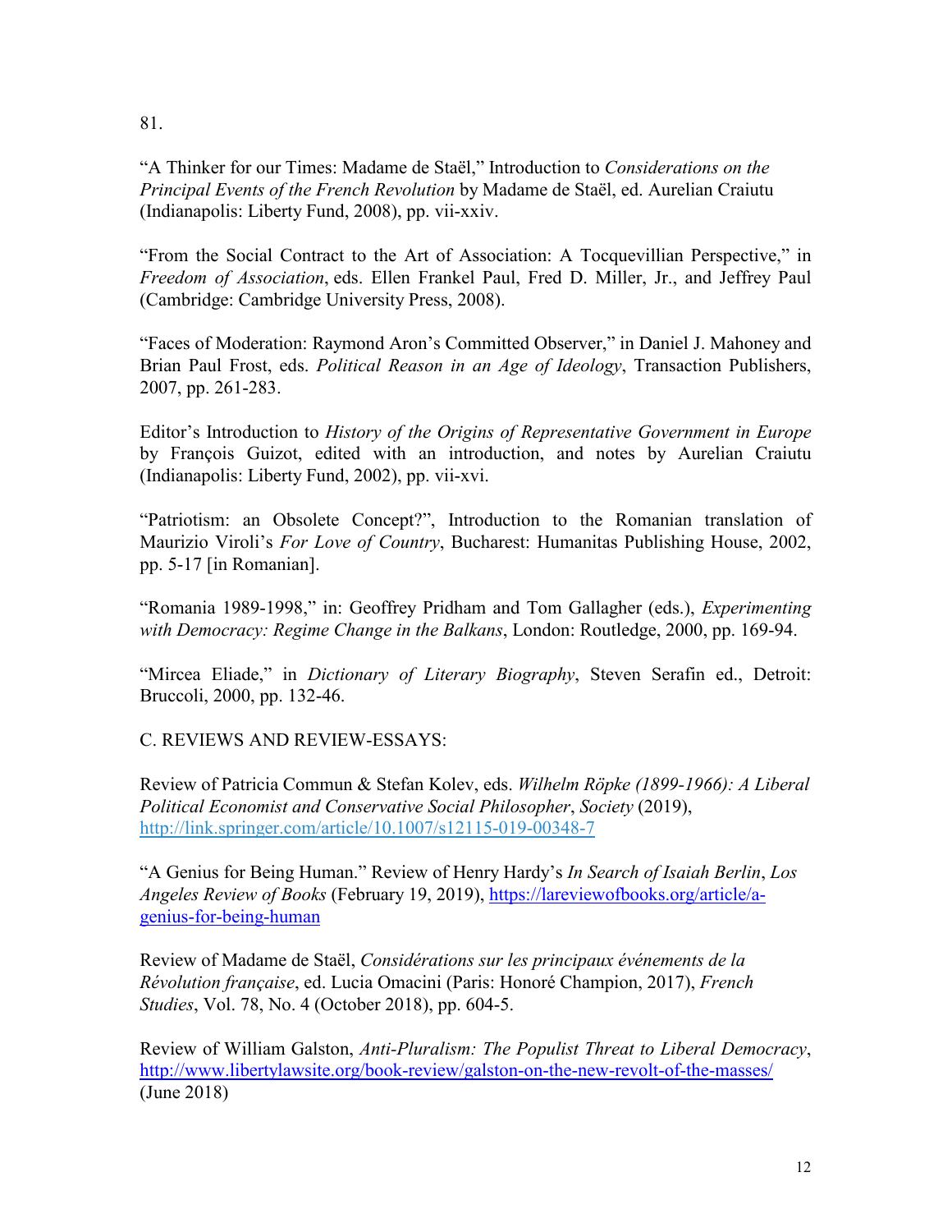81.

"A Thinker for our Times: Madame de Staël," Introduction to *Considerations on the Principal Events of the French Revolution* by Madame de Staël, ed. Aurelian Craiutu (Indianapolis: Liberty Fund, 2008), pp. vii-xxiv.

"From the Social Contract to the Art of Association: A Tocquevillian Perspective," in *Freedom of Association*, eds. Ellen Frankel Paul, Fred D. Miller, Jr., and Jeffrey Paul (Cambridge: Cambridge University Press, 2008).

"Faces of Moderation: Raymond Aron's Committed Observer," in Daniel J. Mahoney and Brian Paul Frost, eds. *Political Reason in an Age of Ideology*, Transaction Publishers, 2007, pp. 261-283.

Editor's Introduction to *History of the Origins of Representative Government in Europe* by François Guizot, edited with an introduction, and notes by Aurelian Craiutu (Indianapolis: Liberty Fund, 2002), pp. vii-xvi.

"Patriotism: an Obsolete Concept?", Introduction to the Romanian translation of Maurizio Viroli's *For Love of Country*, Bucharest: Humanitas Publishing House, 2002, pp. 5-17 [in Romanian].

"Romania 1989-1998," in: Geoffrey Pridham and Tom Gallagher (eds.), *Experimenting with Democracy: Regime Change in the Balkans*, London: Routledge, 2000, pp. 169-94.

"Mircea Eliade," in *Dictionary of Literary Biography*, Steven Serafin ed., Detroit: Bruccoli, 2000, pp. 132-46.

C. REVIEWS AND REVIEW-ESSAYS:

Review of Patricia Commun & Stefan Kolev, eds. *Wilhelm Röpke (1899-1966): A Liberal Political Economist and Conservative Social Philosopher*, *Society* (2019), http://link.springer.com/article/10.1007/s12115-019-00348-7

"A Genius for Being Human." Review of Henry Hardy's *In Search of Isaiah Berlin*, *Los Angeles Review of Books* (February 19, 2019), https://lareviewofbooks.org/article/a-genius-for-being-human

Review of Madame de Staël, *Considérations sur les principaux événements de la Révolution française*, ed. Lucia Omacini (Paris: Honoré Champion, 2017), *French Studies*, Vol. 78, No. 4 (October 2018), pp. 604-5.

Review of William Galston, *Anti-Pluralism: The Populist Threat to Liberal Democracy*, http://www.libertylawsite.org/book-review/galston-on-the-new-revolt-of-the-masses/ (June 2018)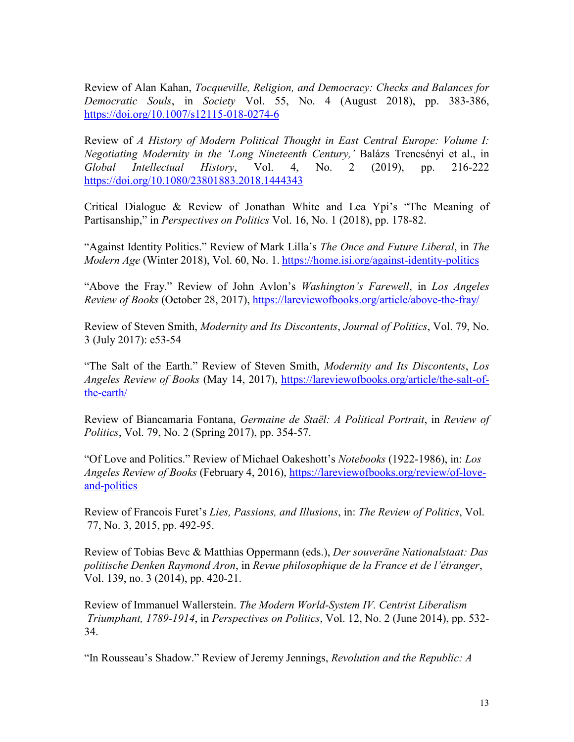Review of Alan Kahan, *Tocqueville, Religion, and Democracy: Checks and Balances for Democratic Souls*, in *Society* Vol. 55, No. 4 (August 2018), pp. 383-386, https://doi.org/10.1007/s12115-018-0274-6

Review of *A History of Modern Political Thought in East Central Europe: Volume I: Negotiating Modernity in the 'Long Nineteenth Century,'* Balázs Trencsényi et al., in *Global Intellectual History*, Vol. 4, No. 2 (2019), pp. 216-222 https://doi.org/10.1080/23801883.2018.1444343

Critical Dialogue & Review of Jonathan White and Lea Ypi's "The Meaning of Partisanship," in *Perspectives on Politics* Vol. 16, No. 1 (2018), pp. 178-82.

"Against Identity Politics." Review of Mark Lilla's *The Once and Future Liberal*, in *The Modern Age* (Winter 2018), Vol. 60, No. 1. https://home.isi.org/against-identity-politics

"Above the Fray." Review of John Avlon's *Washington's Farewell*, in *Los Angeles Review of Books* (October 28, 2017), https://lareviewofbooks.org/article/above-the-fray/

Review of Steven Smith, *Modernity and Its Discontents*, *Journal of Politics*, Vol. 79, No. 3 (July 2017): e53-54

"The Salt of the Earth." Review of Steven Smith, *Modernity and Its Discontents*, *Los Angeles Review of Books* (May 14, 2017), https://lareviewofbooks.org/article/the-salt-of-the-earth/

Review of Biancamaria Fontana, *Germaine de Staël: A Political Portrait*, in *Review of Politics*, Vol. 79, No. 2 (Spring 2017), pp. 354-57.

"Of Love and Politics." Review of Michael Oakeshott's *Notebooks* (1922-1986), in: *Los Angeles Review of Books* (February 4, 2016), https://lareviewofbooks.org/review/of-love-and-politics

Review of Francois Furet's *Lies, Passions, and Illusions*, in: *The Review of Politics*, Vol. 77, No. 3, 2015, pp. 492-95.

Review of Tobias Bevc & Matthias Oppermann (eds.), *Der souveräne Nationalstaat: Das politische Denken Raymond Aron*, in *Revue philosophique de la France et de l'étranger*, Vol. 139, no. 3 (2014), pp. 420-21.

Review of Immanuel Wallerstein. *The Modern World-System IV. Centrist Liberalism Triumphant, 1789-1914*, in *Perspectives on Politics*, Vol. 12, No. 2 (June 2014), pp. 532-34.

"In Rousseau's Shadow." Review of Jeremy Jennings, *Revolution and the Republic: A*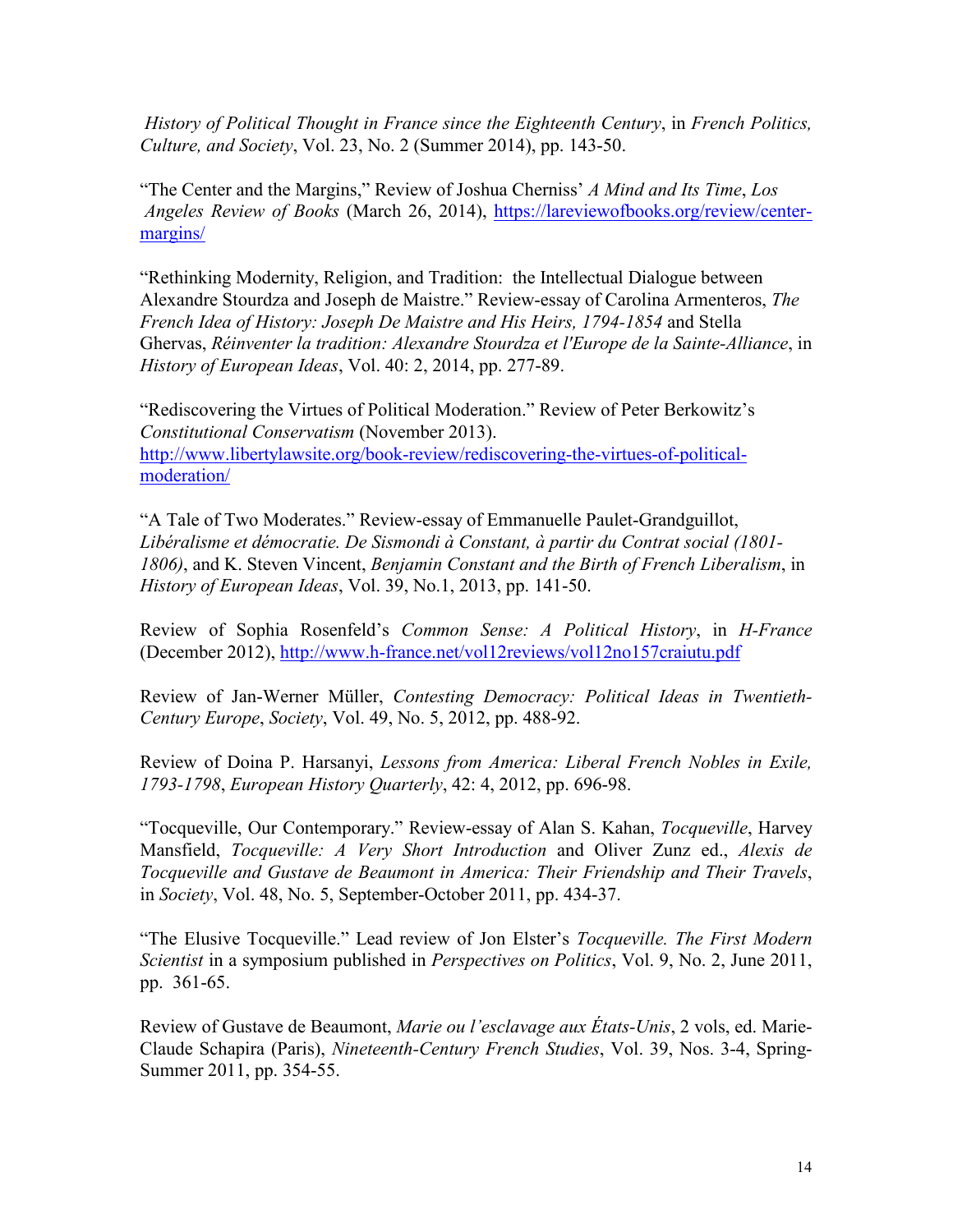*History of Political Thought in France since the Eighteenth Century*, in *French Politics, Culture, and Society*, Vol. 23, No. 2 (Summer 2014), pp. 143-50.

"The Center and the Margins," Review of Joshua Cherniss' *A Mind and Its Time*, *Los Angeles Review of Books* (March 26, 2014), https://lareviewofbooks.org/review/center-margins/

"Rethinking Modernity, Religion, and Tradition: the Intellectual Dialogue between Alexandre Stourdza and Joseph de Maistre." Review-essay of Carolina Armenteros, *The French Idea of History: Joseph De Maistre and His Heirs, 1794-1854* and Stella Ghervas, *Réinventer la tradition: Alexandre Stourdza et l'Europe de la Sainte-Alliance*, in *History of European Ideas*, Vol. 40: 2, 2014, pp. 277-89.

"Rediscovering the Virtues of Political Moderation." Review of Peter Berkowitz's *Constitutional Conservatism* (November 2013). http://www.libertylawsite.org/book-review/rediscovering-the-virtues-of-political-moderation/

"A Tale of Two Moderates." Review-essay of Emmanuelle Paulet-Grandguillot, *Libéralisme et démocratie. De Sismondi à Constant, à partir du Contrat social (1801-1806)*, and K. Steven Vincent, *Benjamin Constant and the Birth of French Liberalism*, in *History of European Ideas*, Vol. 39, No.1, 2013, pp. 141-50.

Review of Sophia Rosenfeld's *Common Sense: A Political History*, in *H-France* (December 2012), http://www.h-france.net/vol12reviews/vol12no157craiutu.pdf

Review of Jan-Werner Müller, *Contesting Democracy: Political Ideas in Twentieth-Century Europe*, *Society*, Vol. 49, No. 5, 2012, pp. 488-92.

Review of Doina P. Harsanyi, *Lessons from America: Liberal French Nobles in Exile, 1793-1798*, *European History Quarterly*, 42: 4, 2012, pp. 696-98.

"Tocqueville, Our Contemporary." Review-essay of Alan S. Kahan, *Tocqueville*, Harvey Mansfield, *Tocqueville: A Very Short Introduction* and Oliver Zunz ed., *Alexis de Tocqueville and Gustave de Beaumont in America: Their Friendship and Their Travels*, in *Society*, Vol. 48, No. 5, September-October 2011, pp. 434-37.

"The Elusive Tocqueville." Lead review of Jon Elster's *Tocqueville. The First Modern Scientist* in a symposium published in *Perspectives on Politics*, Vol. 9, No. 2, June 2011, pp. 361-65.

Review of Gustave de Beaumont, *Marie ou l'esclavage aux États-Unis*, 2 vols, ed. Marie-Claude Schapira (Paris), *Nineteenth-Century French Studies*, Vol. 39, Nos. 3-4, Spring-Summer 2011, pp. 354-55.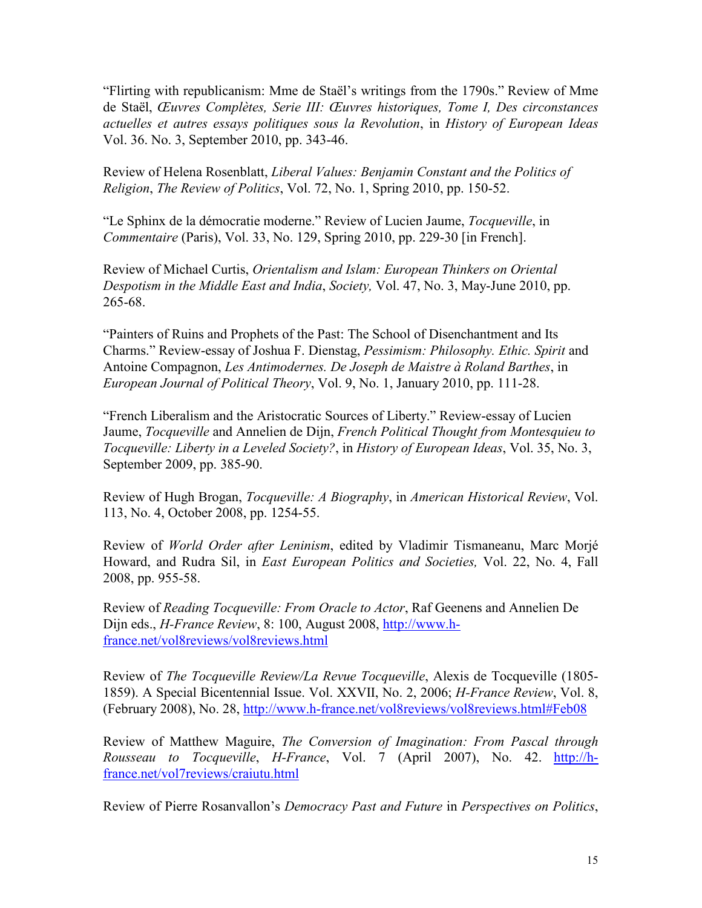"Flirting with republicanism: Mme de Staël's writings from the 1790s." Review of Mme de Staël, *Œuvres Complètes, Serie III: Œuvres historiques, Tome I, Des circonstances actuelles et autres essays politiques sous la Revolution*, in *History of European Ideas* Vol. 36. No. 3, September 2010, pp. 343-46.

Review of Helena Rosenblatt, *Liberal Values: Benjamin Constant and the Politics of Religion*, *The Review of Politics*, Vol. 72, No. 1, Spring 2010, pp. 150-52.

"Le Sphinx de la démocratie moderne." Review of Lucien Jaume, *Tocqueville*, in *Commentaire* (Paris), Vol. 33, No. 129, Spring 2010, pp. 229-30 [in French].

Review of Michael Curtis, *Orientalism and Islam: European Thinkers on Oriental Despotism in the Middle East and India*, *Society,* Vol. 47, No. 3, May-June 2010, pp. 265-68.

"Painters of Ruins and Prophets of the Past: The School of Disenchantment and Its Charms." Review-essay of Joshua F. Dienstag, *Pessimism: Philosophy. Ethic. Spirit* and Antoine Compagnon, *Les Antimodernes. De Joseph de Maistre à Roland Barthes*, in *European Journal of Political Theory*, Vol. 9, No. 1, January 2010, pp. 111-28.

"French Liberalism and the Aristocratic Sources of Liberty." Review-essay of Lucien Jaume, *Tocqueville* and Annelien de Dijn, *French Political Thought from Montesquieu to Tocqueville: Liberty in a Leveled Society?*, in *History of European Ideas*, Vol. 35, No. 3, September 2009, pp. 385-90.

Review of Hugh Brogan, *Tocqueville: A Biography*, in *American Historical Review*, Vol. 113, No. 4, October 2008, pp. 1254-55.

Review of *World Order after Leninism*, edited by Vladimir Tismaneanu, Marc Morjé Howard, and Rudra Sil, in *East European Politics and Societies,* Vol. 22, No. 4, Fall 2008, pp. 955-58.

Review of *Reading Tocqueville: From Oracle to Actor*, Raf Geenens and Annelien De Dijn eds., *H-France Review*, 8: 100, August 2008, http://www.h-france.net/vol8reviews/vol8reviews.html

Review of *The Tocqueville Review/La Revue Tocqueville*, Alexis de Tocqueville (1805-1859). A Special Bicentennial Issue. Vol. XXVII, No. 2, 2006; *H-France Review*, Vol. 8, (February 2008), No. 28, http://www.h-france.net/vol8reviews/vol8reviews.html#Feb08

Review of Matthew Maguire, *The Conversion of Imagination: From Pascal through Rousseau to Tocqueville*, *H-France*, Vol. 7 (April 2007), No. 42. http://h-france.net/vol7reviews/craiutu.html

Review of Pierre Rosanvallon's *Democracy Past and Future* in *Perspectives on Politics*,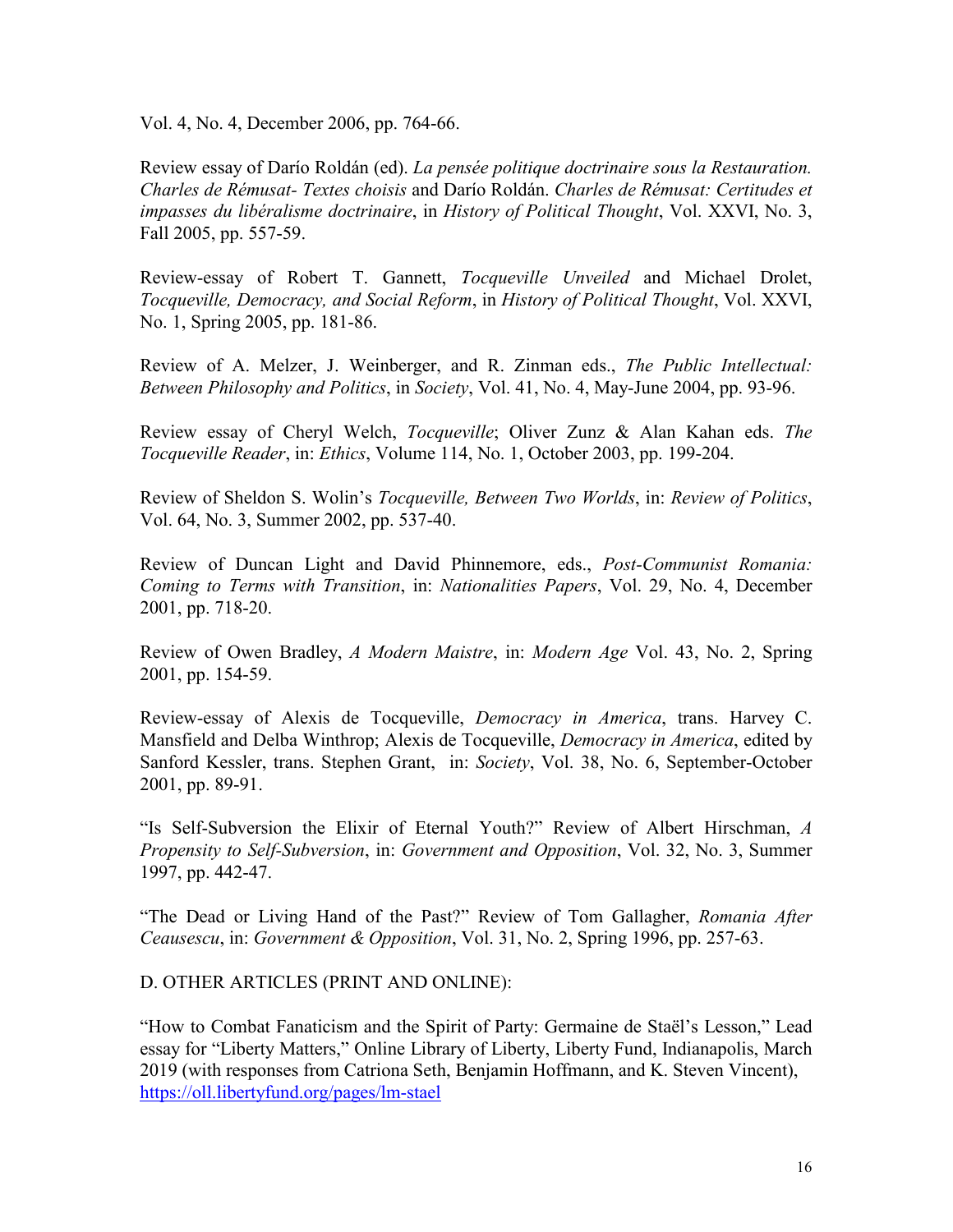Vol. 4, No. 4, December 2006, pp. 764-66.

Review essay of Darío Roldán (ed). *La pensée politique doctrinaire sous la Restauration. Charles de Rémusat- Textes choisis* and Darío Roldán. *Charles de Rémusat: Certitudes et impasses du libéralisme doctrinaire*, in *History of Political Thought*, Vol. XXVI, No. 3, Fall 2005, pp. 557-59.

Review-essay of Robert T. Gannett, *Tocqueville Unveiled* and Michael Drolet, *Tocqueville, Democracy, and Social Reform*, in *History of Political Thought*, Vol. XXVI, No. 1, Spring 2005, pp. 181-86.

Review of A. Melzer, J. Weinberger, and R. Zinman eds., *The Public Intellectual: Between Philosophy and Politics*, in *Society*, Vol. 41, No. 4, May-June 2004, pp. 93-96.

Review essay of Cheryl Welch, *Tocqueville*; Oliver Zunz & Alan Kahan eds. *The Tocqueville Reader*, in: *Ethics*, Volume 114, No. 1, October 2003, pp. 199-204.

Review of Sheldon S. Wolin's *Tocqueville, Between Two Worlds*, in: *Review of Politics*, Vol. 64, No. 3, Summer 2002, pp. 537-40.

Review of Duncan Light and David Phinnemore, eds., *Post-Communist Romania: Coming to Terms with Transition*, in: *Nationalities Papers*, Vol. 29, No. 4, December 2001, pp. 718-20.

Review of Owen Bradley, *A Modern Maistre*, in: *Modern Age* Vol. 43, No. 2, Spring 2001, pp. 154-59.

Review-essay of Alexis de Tocqueville, *Democracy in America*, trans. Harvey C. Mansfield and Delba Winthrop; Alexis de Tocqueville, *Democracy in America*, edited by Sanford Kessler, trans. Stephen Grant, in: *Society*, Vol. 38, No. 6, September-October 2001, pp. 89-91.

"Is Self-Subversion the Elixir of Eternal Youth?" Review of Albert Hirschman, *A Propensity to Self-Subversion*, in: *Government and Opposition*, Vol. 32, No. 3, Summer 1997, pp. 442-47.

"The Dead or Living Hand of the Past?" Review of Tom Gallagher, *Romania After Ceausescu*, in: *Government & Opposition*, Vol. 31, No. 2, Spring 1996, pp. 257-63.

D. OTHER ARTICLES (PRINT AND ONLINE):

"How to Combat Fanaticism and the Spirit of Party: Germaine de Staël's Lesson," Lead essay for "Liberty Matters," Online Library of Liberty, Liberty Fund, Indianapolis, March 2019 (with responses from Catriona Seth, Benjamin Hoffmann, and K. Steven Vincent), https://oll.libertyfund.org/pages/lm-stael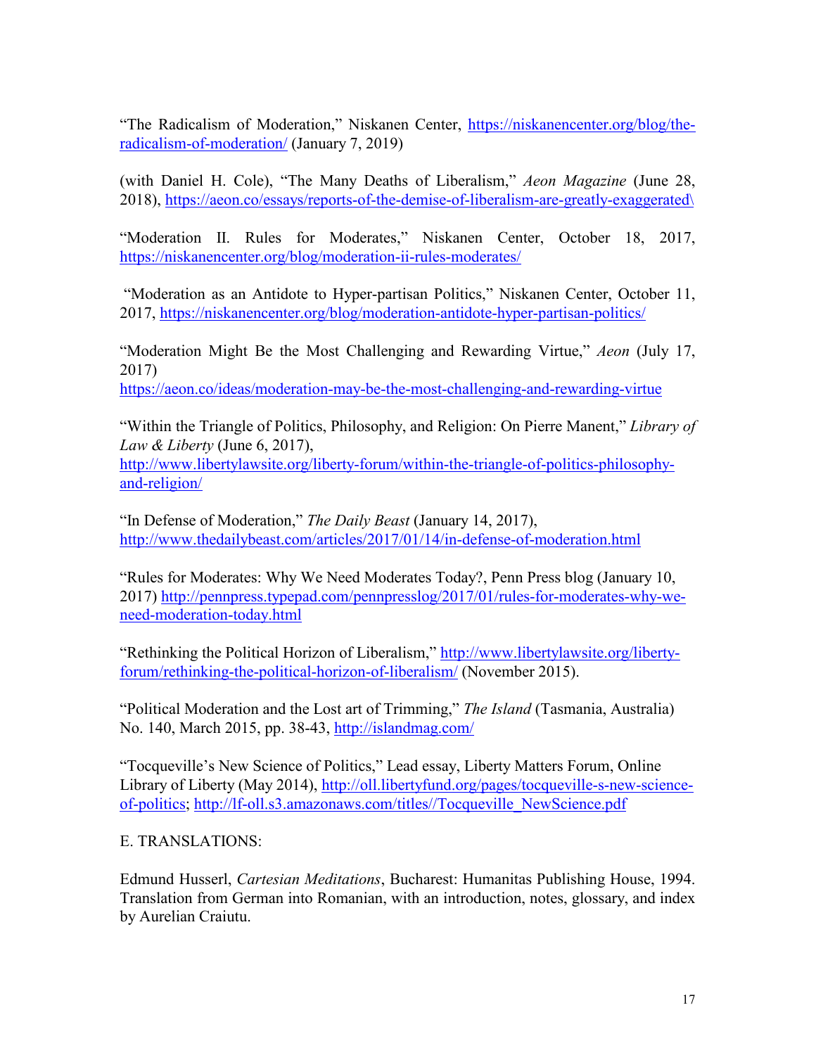"The Radicalism of Moderation," Niskanen Center, https://niskanencenter.org/blog/the-radicalism-of-moderation/ (January 7, 2019)

(with Daniel H. Cole), "The Many Deaths of Liberalism," *Aeon Magazine* (June 28, 2018), https://aeon.co/essays/reports-of-the-demise-of-liberalism-are-greatly-exaggerated\

"Moderation II. Rules for Moderates," Niskanen Center, October 18, 2017, https://niskanencenter.org/blog/moderation-ii-rules-moderates/

"Moderation as an Antidote to Hyper-partisan Politics," Niskanen Center, October 11, 2017, https://niskanencenter.org/blog/moderation-antidote-hyper-partisan-politics/

"Moderation Might Be the Most Challenging and Rewarding Virtue," *Aeon* (July 17, 2017)
https://aeon.co/ideas/moderation-may-be-the-most-challenging-and-rewarding-virtue

"Within the Triangle of Politics, Philosophy, and Religion: On Pierre Manent," *Library of Law & Liberty* (June 6, 2017),
http://www.libertylawsite.org/liberty-forum/within-the-triangle-of-politics-philosophy-and-religion/

"In Defense of Moderation," *The Daily Beast* (January 14, 2017),
http://www.thedailybeast.com/articles/2017/01/14/in-defense-of-moderation.html

"Rules for Moderates: Why We Need Moderates Today?, Penn Press blog (January 10, 2017) http://pennpress.typepad.com/pennpresslog/2017/01/rules-for-moderates-why-we-need-moderation-today.html

"Rethinking the Political Horizon of Liberalism," http://www.libertylawsite.org/liberty-forum/rethinking-the-political-horizon-of-liberalism/ (November 2015).

"Political Moderation and the Lost art of Trimming," *The Island* (Tasmania, Australia) No. 140, March 2015, pp. 38-43, http://islandmag.com/

"Tocqueville's New Science of Politics," Lead essay, Liberty Matters Forum, Online Library of Liberty (May 2014), http://oll.libertyfund.org/pages/tocqueville-s-new-science-of-politics; http://lf-oll.s3.amazonaws.com/titles//Tocqueville_NewScience.pdf

E. TRANSLATIONS:

Edmund Husserl, *Cartesian Meditations*, Bucharest: Humanitas Publishing House, 1994. Translation from German into Romanian, with an introduction, notes, glossary, and index by Aurelian Craiutu.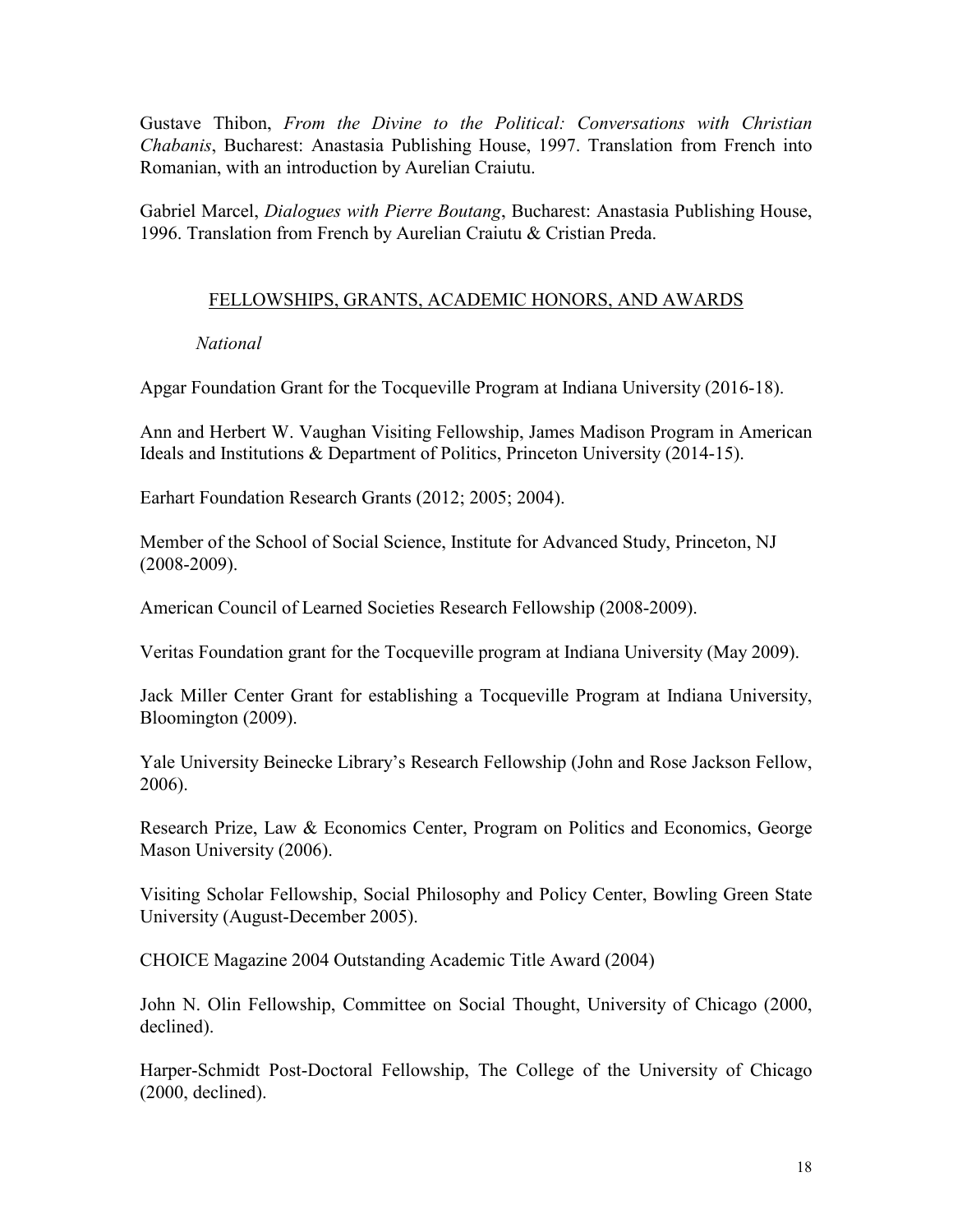Gustave Thibon, *From the Divine to the Political: Conversations with Christian Chabanis*, Bucharest: Anastasia Publishing House, 1997. Translation from French into Romanian, with an introduction by Aurelian Craiutu.

Gabriel Marcel, *Dialogues with Pierre Boutang*, Bucharest: Anastasia Publishing House, 1996. Translation from French by Aurelian Craiutu & Cristian Preda.

## FELLOWSHIPS, GRANTS, ACADEMIC HONORS, AND AWARDS

### *National*

Apgar Foundation Grant for the Tocqueville Program at Indiana University (2016-18).

Ann and Herbert W. Vaughan Visiting Fellowship, James Madison Program in American Ideals and Institutions & Department of Politics, Princeton University (2014-15).

Earhart Foundation Research Grants (2012; 2005; 2004).

Member of the School of Social Science, Institute for Advanced Study, Princeton, NJ (2008-2009).

American Council of Learned Societies Research Fellowship (2008-2009).

Veritas Foundation grant for the Tocqueville program at Indiana University (May 2009).

Jack Miller Center Grant for establishing a Tocqueville Program at Indiana University, Bloomington (2009).

Yale University Beinecke Library's Research Fellowship (John and Rose Jackson Fellow, 2006).

Research Prize, Law & Economics Center, Program on Politics and Economics, George Mason University (2006).

Visiting Scholar Fellowship, Social Philosophy and Policy Center, Bowling Green State University (August-December 2005).

CHOICE Magazine 2004 Outstanding Academic Title Award (2004)

John N. Olin Fellowship, Committee on Social Thought, University of Chicago (2000, declined).

Harper-Schmidt Post-Doctoral Fellowship, The College of the University of Chicago (2000, declined).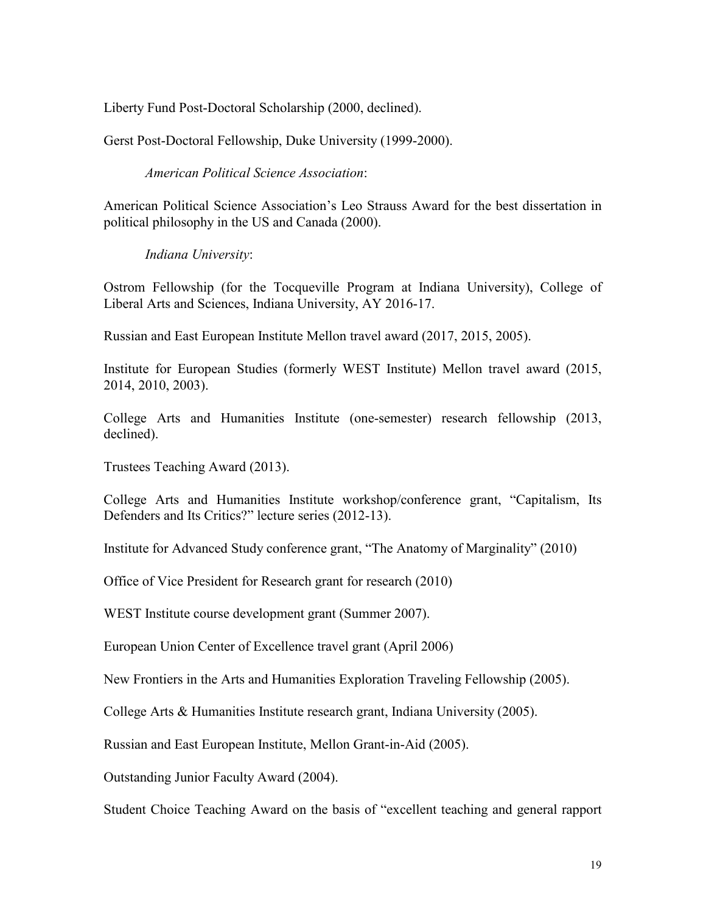Liberty Fund Post-Doctoral Scholarship (2000, declined).

Gerst Post-Doctoral Fellowship, Duke University (1999-2000).

*American Political Science Association*:

American Political Science Association's Leo Strauss Award for the best dissertation in political philosophy in the US and Canada (2000).

*Indiana University*:

Ostrom Fellowship (for the Tocqueville Program at Indiana University), College of Liberal Arts and Sciences, Indiana University, AY 2016-17.

Russian and East European Institute Mellon travel award (2017, 2015, 2005).

Institute for European Studies (formerly WEST Institute) Mellon travel award (2015, 2014, 2010, 2003).

College Arts and Humanities Institute (one-semester) research fellowship (2013, declined).

Trustees Teaching Award (2013).

College Arts and Humanities Institute workshop/conference grant, "Capitalism, Its Defenders and Its Critics?" lecture series (2012-13).

Institute for Advanced Study conference grant, "The Anatomy of Marginality" (2010)

Office of Vice President for Research grant for research (2010)

WEST Institute course development grant (Summer 2007).

European Union Center of Excellence travel grant (April 2006)

New Frontiers in the Arts and Humanities Exploration Traveling Fellowship (2005).

College Arts & Humanities Institute research grant, Indiana University (2005).

Russian and East European Institute, Mellon Grant-in-Aid (2005).

Outstanding Junior Faculty Award (2004).

Student Choice Teaching Award on the basis of "excellent teaching and general rapport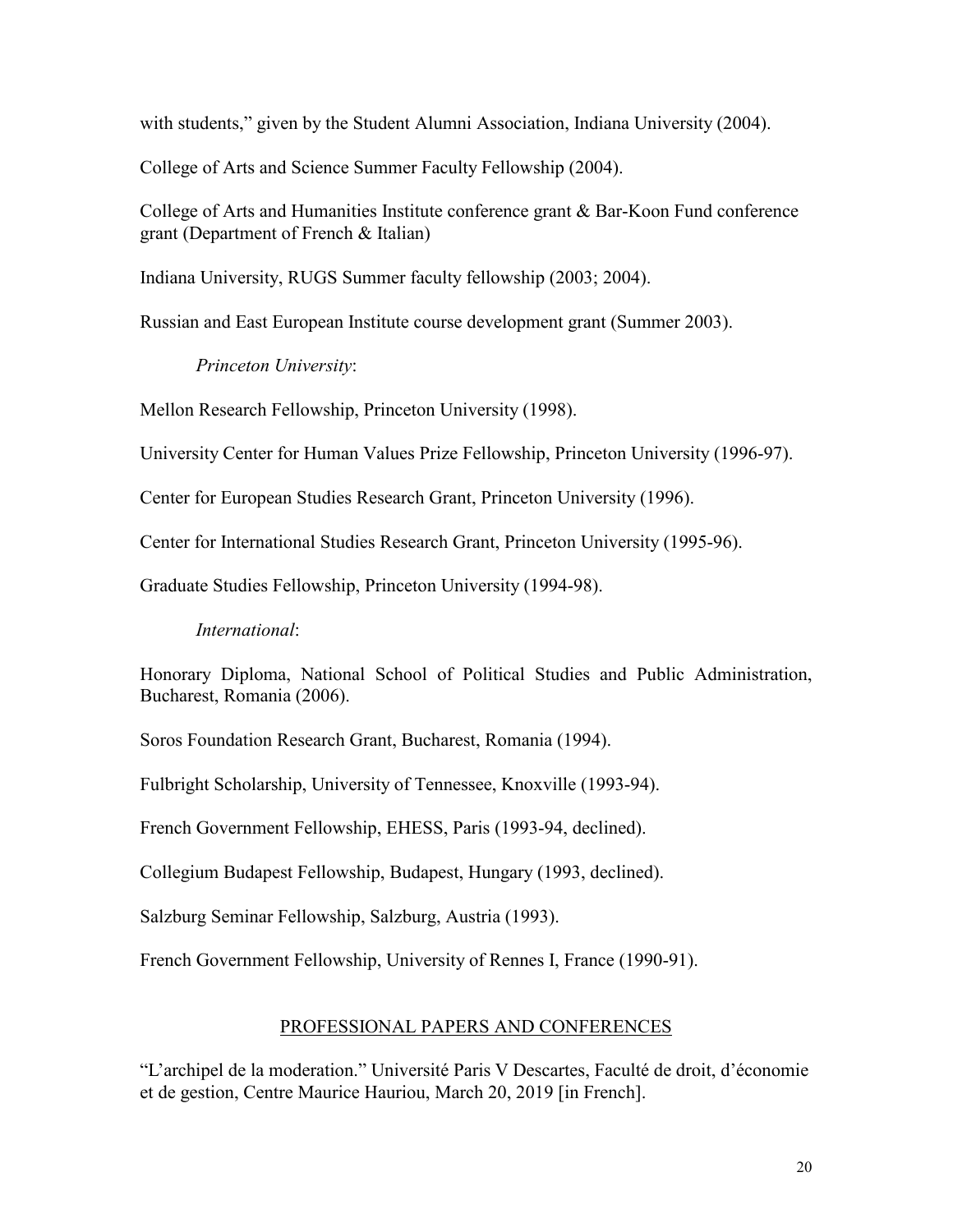with students," given by the Student Alumni Association, Indiana University (2004).

College of Arts and Science Summer Faculty Fellowship (2004).

College of Arts and Humanities Institute conference grant & Bar-Koon Fund conference grant (Department of French & Italian)

Indiana University, RUGS Summer faculty fellowship (2003; 2004).

Russian and East European Institute course development grant (Summer 2003).

*Princeton University*:

Mellon Research Fellowship, Princeton University (1998).

University Center for Human Values Prize Fellowship, Princeton University (1996-97).

Center for European Studies Research Grant, Princeton University (1996).

Center for International Studies Research Grant, Princeton University (1995-96).

Graduate Studies Fellowship, Princeton University (1994-98).

*International*:

Honorary Diploma, National School of Political Studies and Public Administration, Bucharest, Romania (2006).

Soros Foundation Research Grant, Bucharest, Romania (1994).

Fulbright Scholarship, University of Tennessee, Knoxville (1993-94).

French Government Fellowship, EHESS, Paris (1993-94, declined).

Collegium Budapest Fellowship, Budapest, Hungary (1993, declined).

Salzburg Seminar Fellowship, Salzburg, Austria (1993).

French Government Fellowship, University of Rennes I, France (1990-91).

## PROFESSIONAL PAPERS AND CONFERENCES

"L'archipel de la moderation." Université Paris V Descartes, Faculté de droit, d'économie et de gestion, Centre Maurice Hauriou, March 20, 2019 [in French].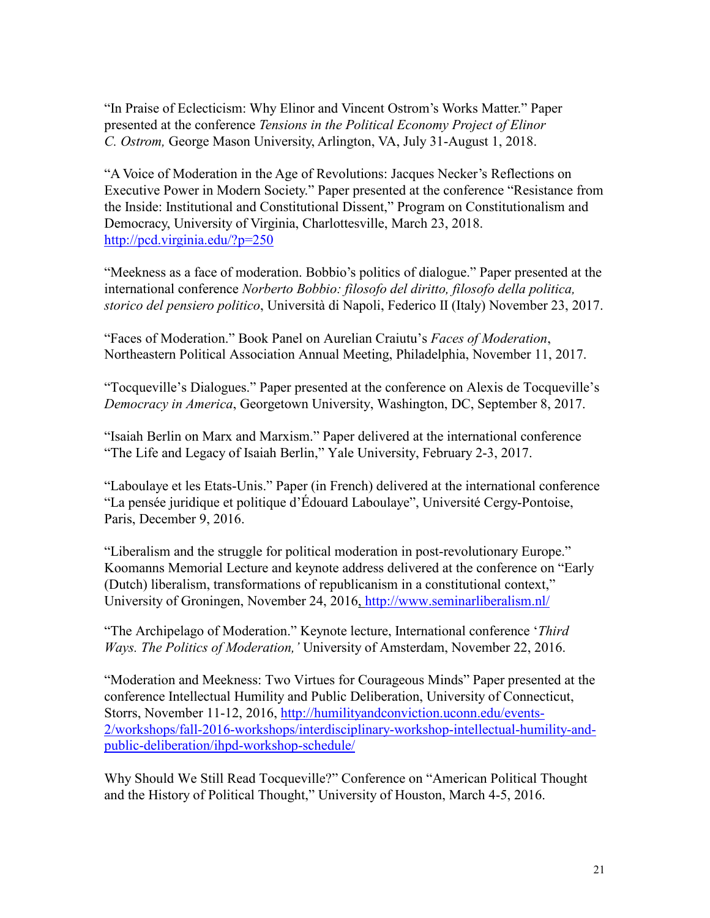"In Praise of Eclecticism: Why Elinor and Vincent Ostrom's Works Matter." Paper presented at the conference *Tensions in the Political Economy Project of Elinor C. Ostrom,* George Mason University, Arlington, VA, July 31-August 1, 2018.

"A Voice of Moderation in the Age of Revolutions: Jacques Necker's Reflections on Executive Power in Modern Society." Paper presented at the conference "Resistance from the Inside: Institutional and Constitutional Dissent," Program on Constitutionalism and Democracy, University of Virginia, Charlottesville, March 23, 2018. http://pcd.virginia.edu/?p=250

"Meekness as a face of moderation. Bobbio's politics of dialogue." Paper presented at the international conference *Norberto Bobbio: filosofo del diritto, filosofo della politica, storico del pensiero politico*, Università di Napoli, Federico II (Italy) November 23, 2017.

"Faces of Moderation." Book Panel on Aurelian Craiutu's *Faces of Moderation*, Northeastern Political Association Annual Meeting, Philadelphia, November 11, 2017.

"Tocqueville's Dialogues." Paper presented at the conference on Alexis de Tocqueville's *Democracy in America*, Georgetown University, Washington, DC, September 8, 2017.

"Isaiah Berlin on Marx and Marxism." Paper delivered at the international conference "The Life and Legacy of Isaiah Berlin," Yale University, February 2-3, 2017.

"Laboulaye et les Etats-Unis." Paper (in French) delivered at the international conference "La pensée juridique et politique d'Édouard Laboulaye", Université Cergy-Pontoise, Paris, December 9, 2016.

"Liberalism and the struggle for political moderation in post-revolutionary Europe." Koomanns Memorial Lecture and keynote address delivered at the conference on "Early (Dutch) liberalism, transformations of republicanism in a constitutional context," University of Groningen, November 24, 2016, http://www.seminarliberalism.nl/

"The Archipelago of Moderation." Keynote lecture, International conference '*Third Ways. The Politics of Moderation,'* University of Amsterdam, November 22, 2016.

"Moderation and Meekness: Two Virtues for Courageous Minds" Paper presented at the conference Intellectual Humility and Public Deliberation, University of Connecticut, Storrs, November 11-12, 2016, http://humilityandconviction.uconn.edu/events-2/workshops/fall-2016-workshops/interdisciplinary-workshop-intellectual-humility-and-public-deliberation/ihpd-workshop-schedule/

Why Should We Still Read Tocqueville?" Conference on "American Political Thought and the History of Political Thought," University of Houston, March 4-5, 2016.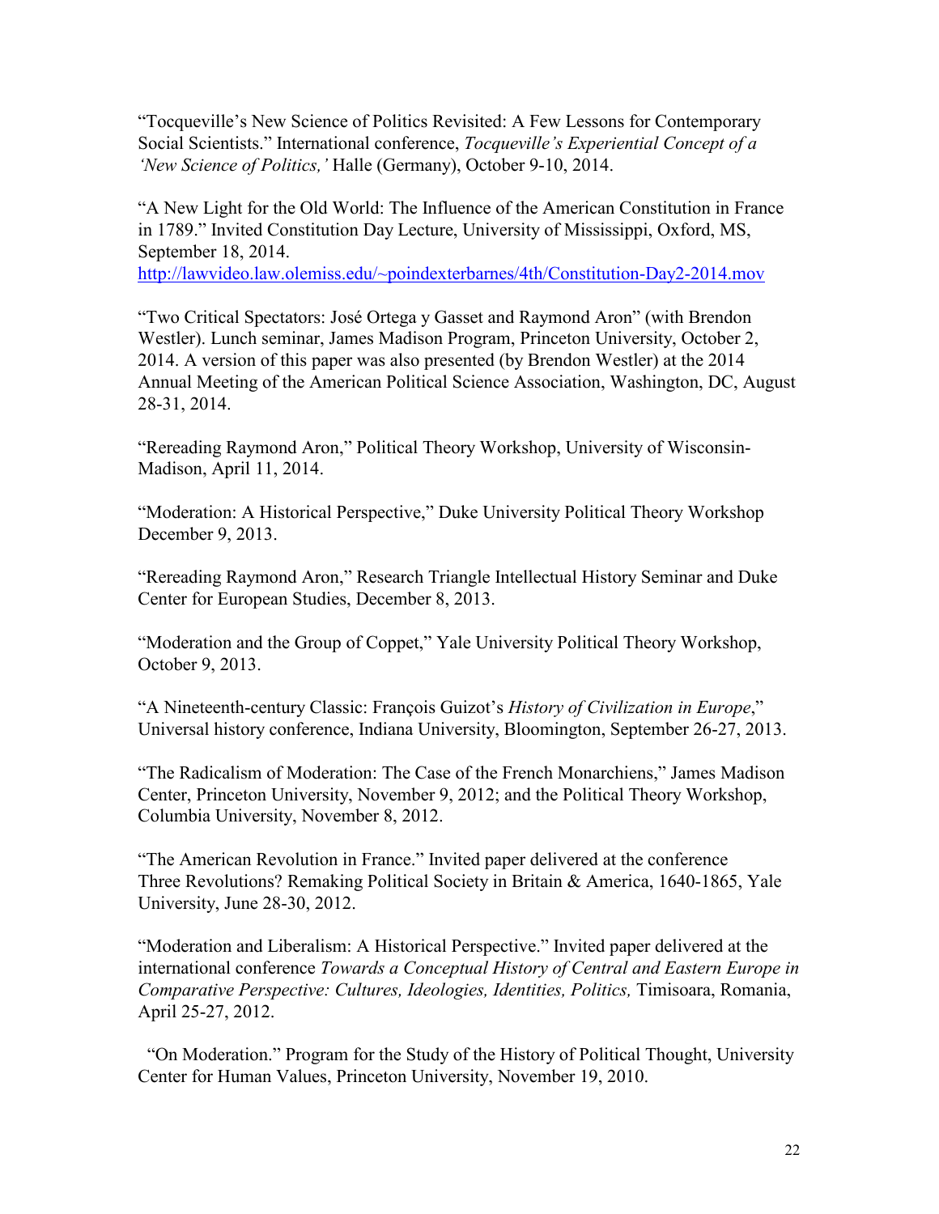"Tocqueville's New Science of Politics Revisited: A Few Lessons for Contemporary Social Scientists." International conference, *Tocqueville's Experiential Concept of a 'New Science of Politics,'* Halle (Germany), October 9-10, 2014.

"A New Light for the Old World: The Influence of the American Constitution in France in 1789." Invited Constitution Day Lecture, University of Mississippi, Oxford, MS, September 18, 2014.
http://lawvideo.law.olemiss.edu/~poindexterbarnes/4th/Constitution-Day2-2014.mov

"Two Critical Spectators: José Ortega y Gasset and Raymond Aron" (with Brendon Westler). Lunch seminar, James Madison Program, Princeton University, October 2, 2014. A version of this paper was also presented (by Brendon Westler) at the 2014 Annual Meeting of the American Political Science Association, Washington, DC, August 28-31, 2014.

"Rereading Raymond Aron," Political Theory Workshop, University of Wisconsin-Madison, April 11, 2014.

"Moderation: A Historical Perspective," Duke University Political Theory Workshop December 9, 2013.

"Rereading Raymond Aron," Research Triangle Intellectual History Seminar and Duke Center for European Studies, December 8, 2013.

"Moderation and the Group of Coppet," Yale University Political Theory Workshop, October 9, 2013.

"A Nineteenth-century Classic: François Guizot's *History of Civilization in Europe*," Universal history conference, Indiana University, Bloomington, September 26-27, 2013.

"The Radicalism of Moderation: The Case of the French Monarchiens," James Madison Center, Princeton University, November 9, 2012; and the Political Theory Workshop, Columbia University, November 8, 2012.

"The American Revolution in France." Invited paper delivered at the conference Three Revolutions? Remaking Political Society in Britain & America, 1640-1865, Yale University, June 28-30, 2012.

"Moderation and Liberalism: A Historical Perspective." Invited paper delivered at the international conference *Towards a Conceptual History of Central and Eastern Europe in Comparative Perspective: Cultures, Ideologies, Identities, Politics,* Timisoara, Romania, April 25-27, 2012.

"On Moderation." Program for the Study of the History of Political Thought, University Center for Human Values, Princeton University, November 19, 2010.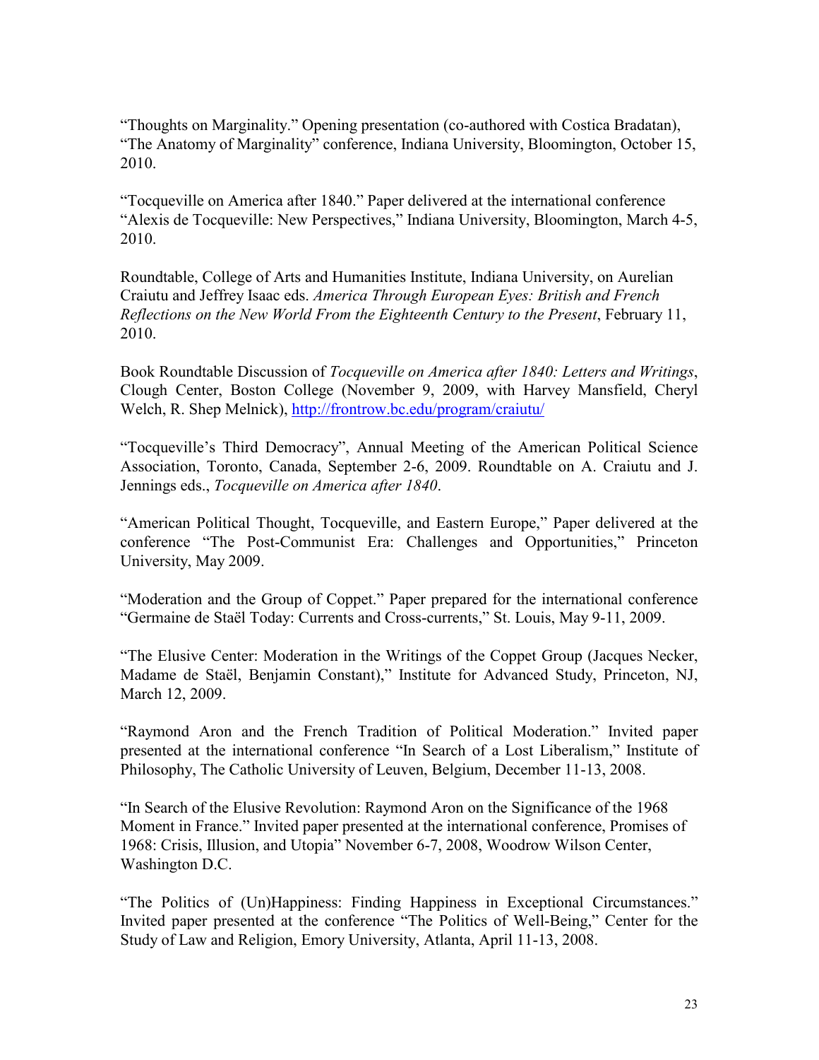"Thoughts on Marginality." Opening presentation (co-authored with Costica Bradatan), "The Anatomy of Marginality" conference, Indiana University, Bloomington, October 15, 2010.

"Tocqueville on America after 1840." Paper delivered at the international conference "Alexis de Tocqueville: New Perspectives," Indiana University, Bloomington, March 4-5, 2010.

Roundtable, College of Arts and Humanities Institute, Indiana University, on Aurelian Craiutu and Jeffrey Isaac eds. *America Through European Eyes: British and French Reflections on the New World From the Eighteenth Century to the Present*, February 11, 2010.

Book Roundtable Discussion of *Tocqueville on America after 1840: Letters and Writings*, Clough Center, Boston College (November 9, 2009, with Harvey Mansfield, Cheryl Welch, R. Shep Melnick), http://frontrow.bc.edu/program/craiutu/

"Tocqueville's Third Democracy", Annual Meeting of the American Political Science Association, Toronto, Canada, September 2-6, 2009. Roundtable on A. Craiutu and J. Jennings eds., *Tocqueville on America after 1840*.

"American Political Thought, Tocqueville, and Eastern Europe," Paper delivered at the conference "The Post-Communist Era: Challenges and Opportunities," Princeton University, May 2009.

"Moderation and the Group of Coppet." Paper prepared for the international conference "Germaine de Staël Today: Currents and Cross-currents," St. Louis, May 9-11, 2009.

"The Elusive Center: Moderation in the Writings of the Coppet Group (Jacques Necker, Madame de Staël, Benjamin Constant)," Institute for Advanced Study, Princeton, NJ, March 12, 2009.

"Raymond Aron and the French Tradition of Political Moderation." Invited paper presented at the international conference "In Search of a Lost Liberalism," Institute of Philosophy, The Catholic University of Leuven, Belgium, December 11-13, 2008.

"In Search of the Elusive Revolution: Raymond Aron on the Significance of the 1968 Moment in France." Invited paper presented at the international conference, Promises of 1968: Crisis, Illusion, and Utopia" November 6-7, 2008, Woodrow Wilson Center, Washington D.C.

"The Politics of (Un)Happiness: Finding Happiness in Exceptional Circumstances." Invited paper presented at the conference "The Politics of Well-Being," Center for the Study of Law and Religion, Emory University, Atlanta, April 11-13, 2008.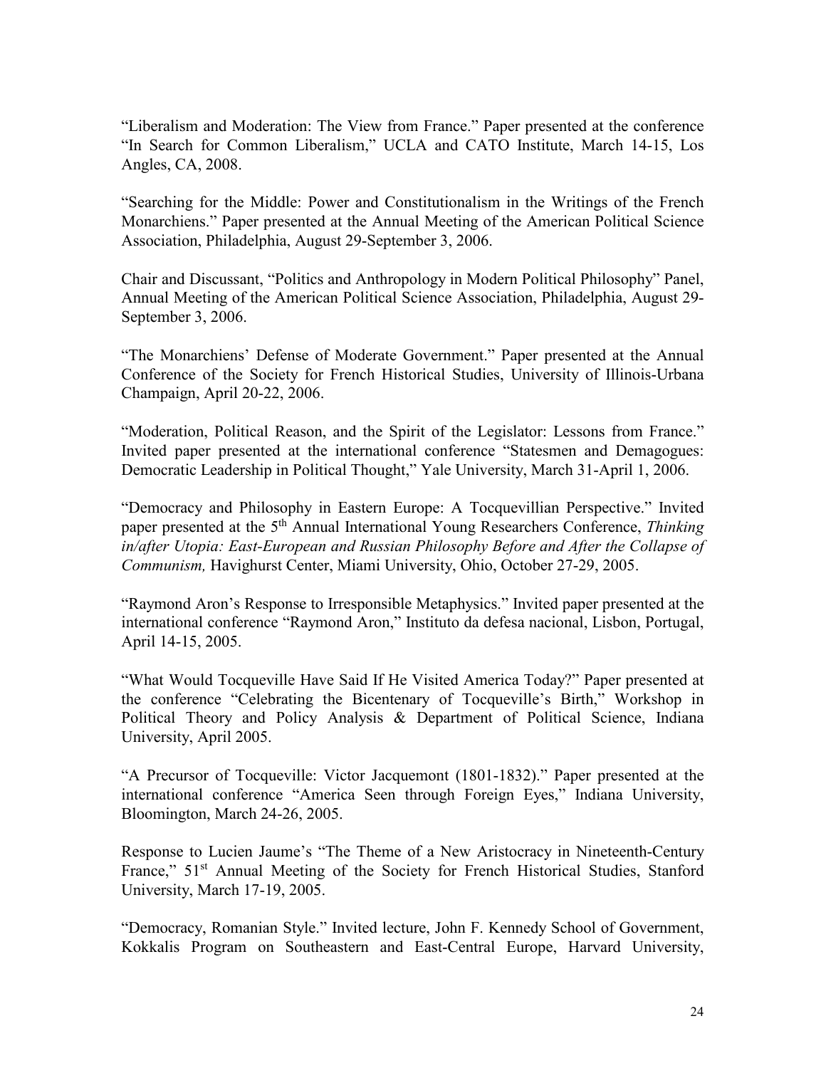"Liberalism and Moderation: The View from France." Paper presented at the conference "In Search for Common Liberalism," UCLA and CATO Institute, March 14-15, Los Angles, CA, 2008.

"Searching for the Middle: Power and Constitutionalism in the Writings of the French Monarchiens." Paper presented at the Annual Meeting of the American Political Science Association, Philadelphia, August 29-September 3, 2006.

Chair and Discussant, "Politics and Anthropology in Modern Political Philosophy" Panel, Annual Meeting of the American Political Science Association, Philadelphia, August 29-September 3, 2006.

"The Monarchiens' Defense of Moderate Government." Paper presented at the Annual Conference of the Society for French Historical Studies, University of Illinois-Urbana Champaign, April 20-22, 2006.

"Moderation, Political Reason, and the Spirit of the Legislator: Lessons from France." Invited paper presented at the international conference "Statesmen and Demagogues: Democratic Leadership in Political Thought," Yale University, March 31-April 1, 2006.

"Democracy and Philosophy in Eastern Europe: A Tocquevillian Perspective." Invited paper presented at the 5th Annual International Young Researchers Conference, *Thinking in/after Utopia: East-European and Russian Philosophy Before and After the Collapse of Communism,* Havighurst Center, Miami University, Ohio, October 27-29, 2005.

"Raymond Aron's Response to Irresponsible Metaphysics." Invited paper presented at the international conference "Raymond Aron," Instituto da defesa nacional, Lisbon, Portugal, April 14-15, 2005.

"What Would Tocqueville Have Said If He Visited America Today?" Paper presented at the conference "Celebrating the Bicentenary of Tocqueville's Birth," Workshop in Political Theory and Policy Analysis & Department of Political Science, Indiana University, April 2005.

"A Precursor of Tocqueville: Victor Jacquemont (1801-1832)." Paper presented at the international conference "America Seen through Foreign Eyes," Indiana University, Bloomington, March 24-26, 2005.

Response to Lucien Jaume's "The Theme of a New Aristocracy in Nineteenth-Century France," 51st Annual Meeting of the Society for French Historical Studies, Stanford University, March 17-19, 2005.

"Democracy, Romanian Style." Invited lecture, John F. Kennedy School of Government, Kokkalis Program on Southeastern and East-Central Europe, Harvard University,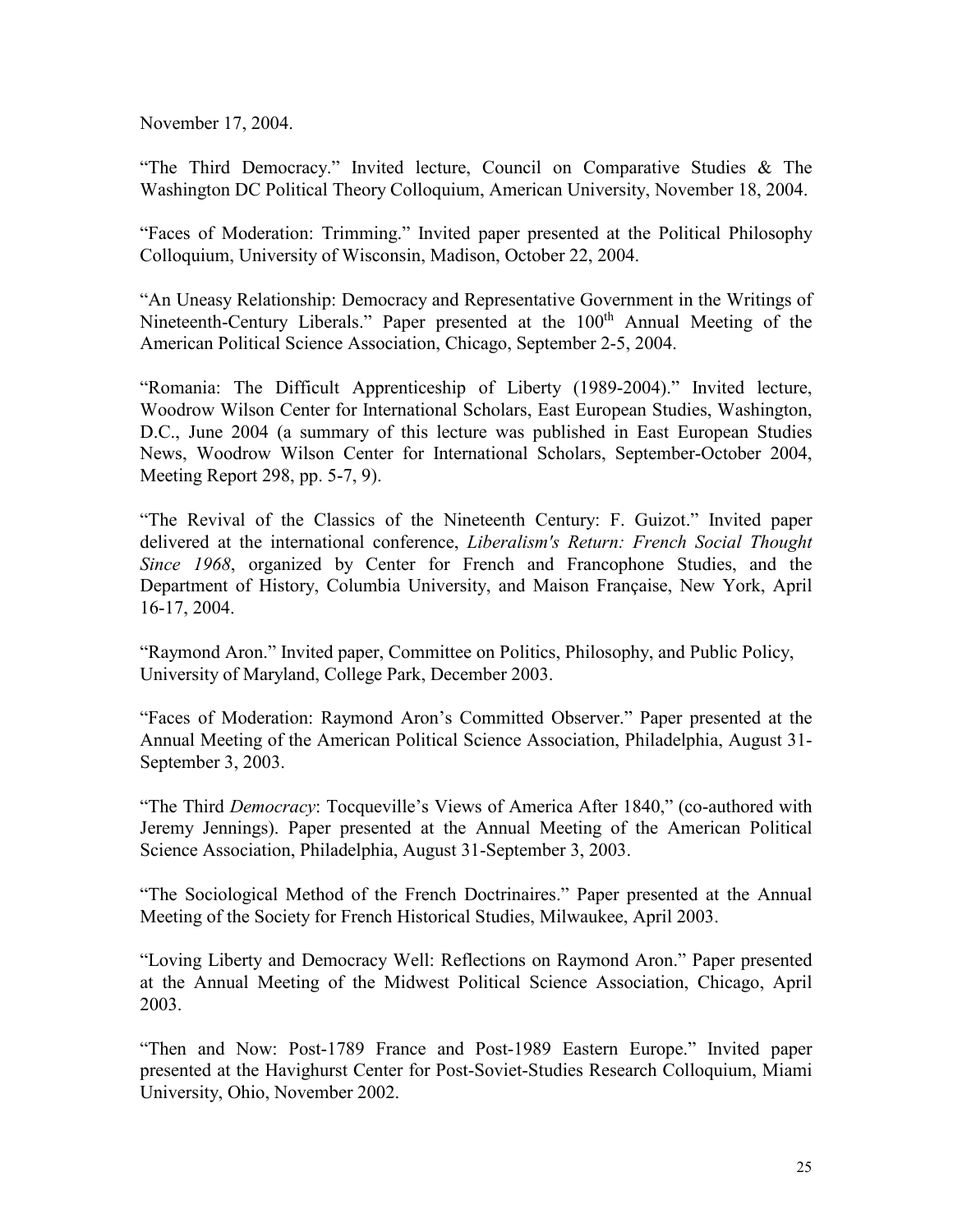November 17, 2004.

"The Third Democracy." Invited lecture, Council on Comparative Studies & The Washington DC Political Theory Colloquium, American University, November 18, 2004.

"Faces of Moderation: Trimming." Invited paper presented at the Political Philosophy Colloquium, University of Wisconsin, Madison, October 22, 2004.

"An Uneasy Relationship: Democracy and Representative Government in the Writings of Nineteenth-Century Liberals." Paper presented at the 100th Annual Meeting of the American Political Science Association, Chicago, September 2-5, 2004.

"Romania: The Difficult Apprenticeship of Liberty (1989-2004)." Invited lecture, Woodrow Wilson Center for International Scholars, East European Studies, Washington, D.C., June 2004 (a summary of this lecture was published in East European Studies News, Woodrow Wilson Center for International Scholars, September-October 2004, Meeting Report 298, pp. 5-7, 9).

"The Revival of the Classics of the Nineteenth Century: F. Guizot." Invited paper delivered at the international conference, *Liberalism's Return: French Social Thought Since 1968*, organized by Center for French and Francophone Studies, and the Department of History, Columbia University, and Maison Française, New York, April 16-17, 2004.

"Raymond Aron." Invited paper, Committee on Politics, Philosophy, and Public Policy, University of Maryland, College Park, December 2003.

"Faces of Moderation: Raymond Aron's Committed Observer." Paper presented at the Annual Meeting of the American Political Science Association, Philadelphia, August 31-September 3, 2003.

"The Third *Democracy*: Tocqueville's Views of America After 1840," (co-authored with Jeremy Jennings). Paper presented at the Annual Meeting of the American Political Science Association, Philadelphia, August 31-September 3, 2003.

"The Sociological Method of the French Doctrinaires." Paper presented at the Annual Meeting of the Society for French Historical Studies, Milwaukee, April 2003.

"Loving Liberty and Democracy Well: Reflections on Raymond Aron." Paper presented at the Annual Meeting of the Midwest Political Science Association, Chicago, April 2003.

"Then and Now: Post-1789 France and Post-1989 Eastern Europe." Invited paper presented at the Havighurst Center for Post-Soviet-Studies Research Colloquium, Miami University, Ohio, November 2002.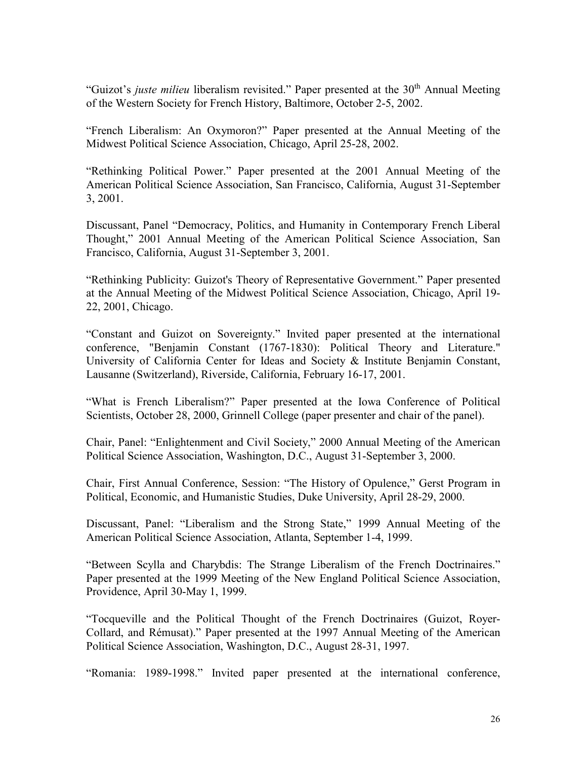"Guizot's *juste milieu* liberalism revisited." Paper presented at the 30th Annual Meeting of the Western Society for French History, Baltimore, October 2-5, 2002.

"French Liberalism: An Oxymoron?" Paper presented at the Annual Meeting of the Midwest Political Science Association, Chicago, April 25-28, 2002.

"Rethinking Political Power." Paper presented at the 2001 Annual Meeting of the American Political Science Association, San Francisco, California, August 31-September 3, 2001.

Discussant, Panel "Democracy, Politics, and Humanity in Contemporary French Liberal Thought," 2001 Annual Meeting of the American Political Science Association, San Francisco, California, August 31-September 3, 2001.

"Rethinking Publicity: Guizot's Theory of Representative Government." Paper presented at the Annual Meeting of the Midwest Political Science Association, Chicago, April 19-22, 2001, Chicago.

"Constant and Guizot on Sovereignty." Invited paper presented at the international conference, "Benjamin Constant (1767-1830): Political Theory and Literature." University of California Center for Ideas and Society & Institute Benjamin Constant, Lausanne (Switzerland), Riverside, California, February 16-17, 2001.

"What is French Liberalism?" Paper presented at the Iowa Conference of Political Scientists, October 28, 2000, Grinnell College (paper presenter and chair of the panel).

Chair, Panel: "Enlightenment and Civil Society," 2000 Annual Meeting of the American Political Science Association, Washington, D.C., August 31-September 3, 2000.

Chair, First Annual Conference, Session: "The History of Opulence," Gerst Program in Political, Economic, and Humanistic Studies, Duke University, April 28-29, 2000.

Discussant, Panel: "Liberalism and the Strong State," 1999 Annual Meeting of the American Political Science Association, Atlanta, September 1-4, 1999.

"Between Scylla and Charybdis: The Strange Liberalism of the French Doctrinaires." Paper presented at the 1999 Meeting of the New England Political Science Association, Providence, April 30-May 1, 1999.

"Tocqueville and the Political Thought of the French Doctrinaires (Guizot, Royer-Collard, and Rémusat)." Paper presented at the 1997 Annual Meeting of the American Political Science Association, Washington, D.C., August 28-31, 1997.

"Romania: 1989-1998." Invited paper presented at the international conference,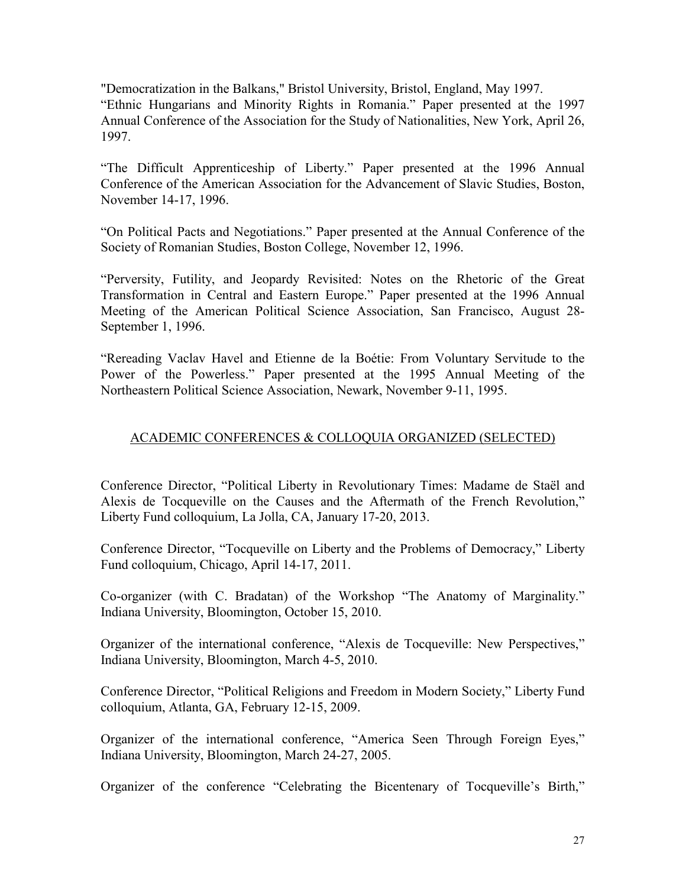"Democratization in the Balkans," Bristol University, Bristol, England, May 1997.
"Ethnic Hungarians and Minority Rights in Romania." Paper presented at the 1997 Annual Conference of the Association for the Study of Nationalities, New York, April 26, 1997.

"The Difficult Apprenticeship of Liberty." Paper presented at the 1996 Annual Conference of the American Association for the Advancement of Slavic Studies, Boston, November 14-17, 1996.

"On Political Pacts and Negotiations." Paper presented at the Annual Conference of the Society of Romanian Studies, Boston College, November 12, 1996.

"Perversity, Futility, and Jeopardy Revisited: Notes on the Rhetoric of the Great Transformation in Central and Eastern Europe." Paper presented at the 1996 Annual Meeting of the American Political Science Association, San Francisco, August 28-September 1, 1996.

"Rereading Vaclav Havel and Etienne de la Boétie: From Voluntary Servitude to the Power of the Powerless." Paper presented at the 1995 Annual Meeting of the Northeastern Political Science Association, Newark, November 9-11, 1995.

## ACADEMIC CONFERENCES & COLLOQUIA ORGANIZED (SELECTED)

Conference Director, "Political Liberty in Revolutionary Times: Madame de Staël and Alexis de Tocqueville on the Causes and the Aftermath of the French Revolution," Liberty Fund colloquium, La Jolla, CA, January 17-20, 2013.

Conference Director, "Tocqueville on Liberty and the Problems of Democracy," Liberty Fund colloquium, Chicago, April 14-17, 2011.

Co-organizer (with C. Bradatan) of the Workshop "The Anatomy of Marginality." Indiana University, Bloomington, October 15, 2010.

Organizer of the international conference, "Alexis de Tocqueville: New Perspectives," Indiana University, Bloomington, March 4-5, 2010.

Conference Director, "Political Religions and Freedom in Modern Society," Liberty Fund colloquium, Atlanta, GA, February 12-15, 2009.

Organizer of the international conference, "America Seen Through Foreign Eyes," Indiana University, Bloomington, March 24-27, 2005.

Organizer of the conference "Celebrating the Bicentenary of Tocqueville's Birth,"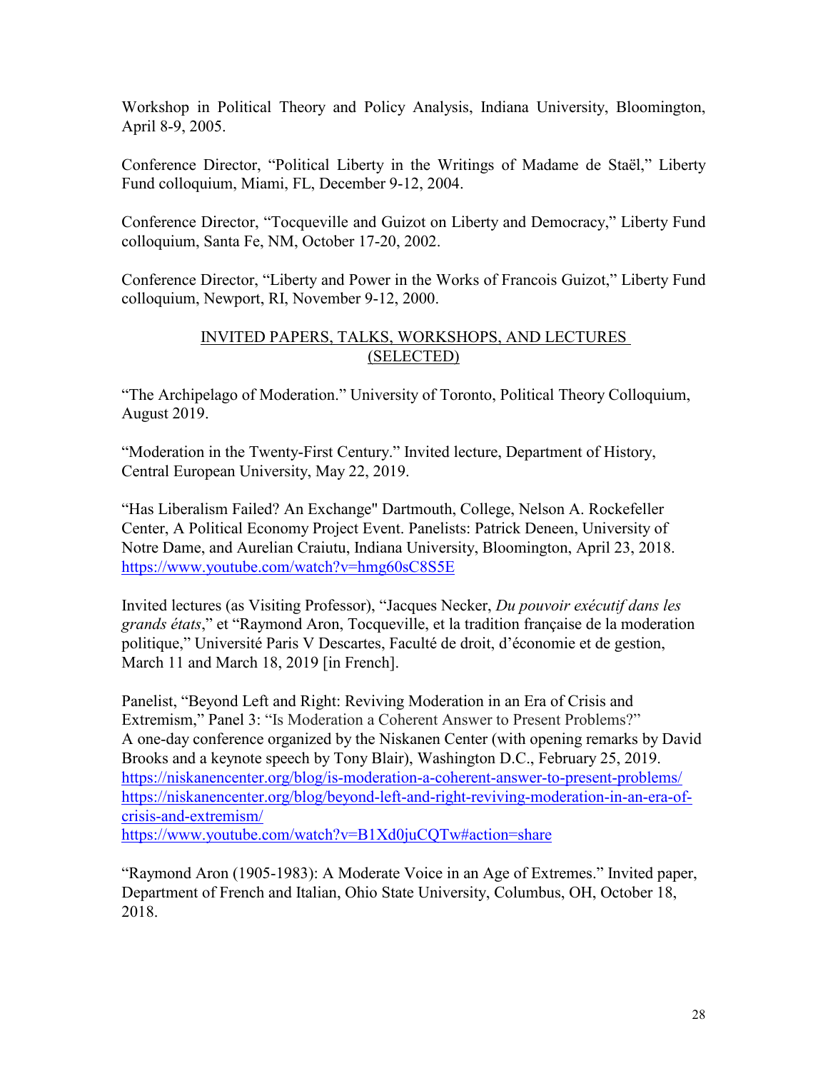Workshop in Political Theory and Policy Analysis, Indiana University, Bloomington, April 8-9, 2005.

Conference Director, "Political Liberty in the Writings of Madame de Staël," Liberty Fund colloquium, Miami, FL, December 9-12, 2004.

Conference Director, "Tocqueville and Guizot on Liberty and Democracy," Liberty Fund colloquium, Santa Fe, NM, October 17-20, 2002.

Conference Director, "Liberty and Power in the Works of Francois Guizot," Liberty Fund colloquium, Newport, RI, November 9-12, 2000.

## INVITED PAPERS, TALKS, WORKSHOPS, AND LECTURES (SELECTED)

"The Archipelago of Moderation." University of Toronto, Political Theory Colloquium, August 2019.

"Moderation in the Twenty-First Century." Invited lecture, Department of History, Central European University, May 22, 2019.

"Has Liberalism Failed? An Exchange" Dartmouth, College, Nelson A. Rockefeller Center, A Political Economy Project Event. Panelists: Patrick Deneen, University of Notre Dame, and Aurelian Craiutu, Indiana University, Bloomington, April 23, 2018. https://www.youtube.com/watch?v=hmg60sC8S5E

Invited lectures (as Visiting Professor), "Jacques Necker, *Du pouvoir exécutif dans les grands états*," et "Raymond Aron, Tocqueville, et la tradition française de la moderation politique," Université Paris V Descartes, Faculté de droit, d'économie et de gestion, March 11 and March 18, 2019 [in French].

Panelist, "Beyond Left and Right: Reviving Moderation in an Era of Crisis and Extremism," Panel 3: "Is Moderation a Coherent Answer to Present Problems?" A one-day conference organized by the Niskanen Center (with opening remarks by David Brooks and a keynote speech by Tony Blair), Washington D.C., February 25, 2019.
https://niskanencenter.org/blog/is-moderation-a-coherent-answer-to-present-problems/
https://niskanencenter.org/blog/beyond-left-and-right-reviving-moderation-in-an-era-of-crisis-and-extremism/
https://www.youtube.com/watch?v=B1Xd0juCQTw#action=share

"Raymond Aron (1905-1983): A Moderate Voice in an Age of Extremes." Invited paper, Department of French and Italian, Ohio State University, Columbus, OH, October 18, 2018.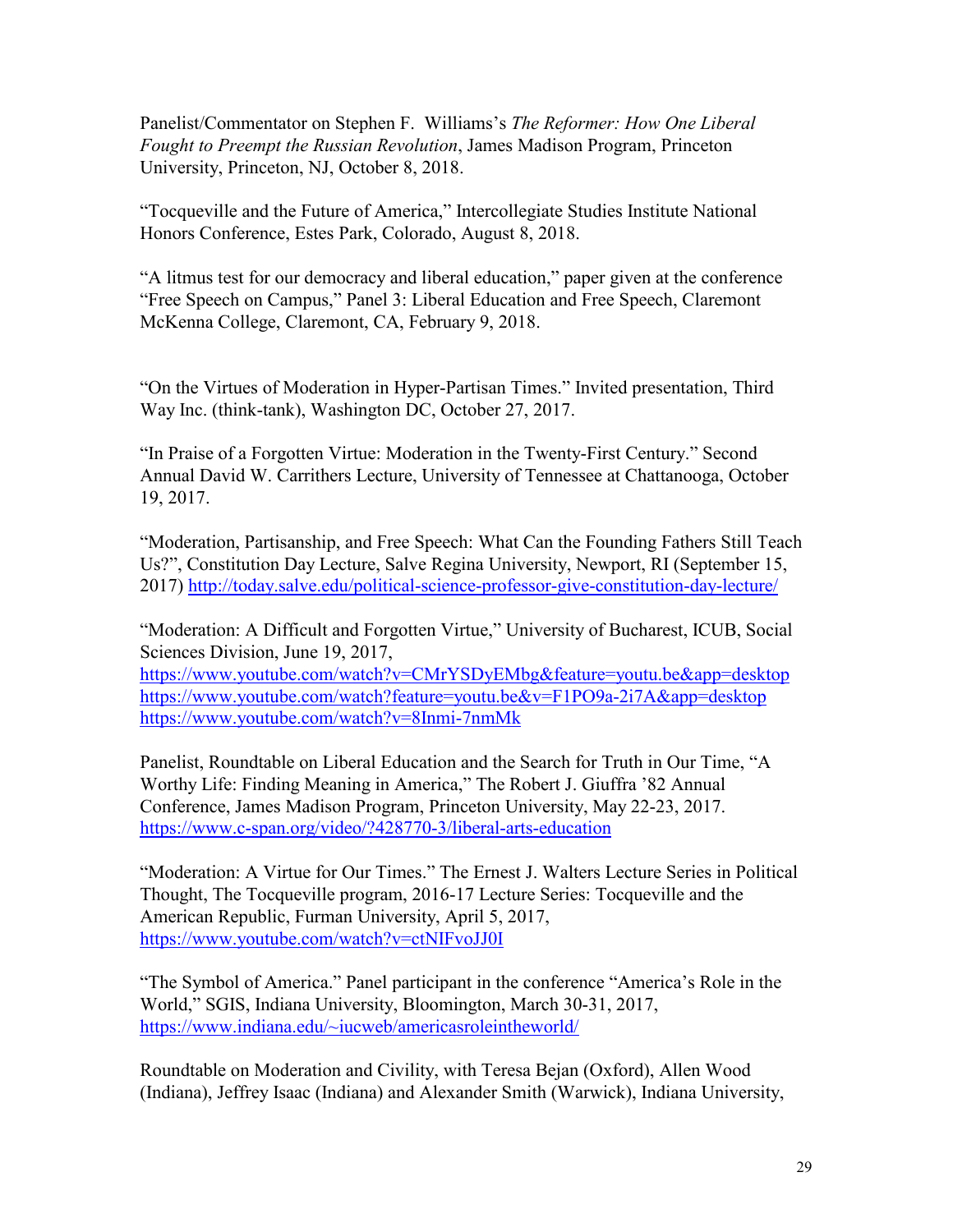Panelist/Commentator on Stephen F. Williams's *The Reformer: How One Liberal Fought to Preempt the Russian Revolution*, James Madison Program, Princeton University, Princeton, NJ, October 8, 2018.

"Tocqueville and the Future of America," Intercollegiate Studies Institute National Honors Conference, Estes Park, Colorado, August 8, 2018.

"A litmus test for our democracy and liberal education," paper given at the conference "Free Speech on Campus," Panel 3: Liberal Education and Free Speech, Claremont McKenna College, Claremont, CA, February 9, 2018.

"On the Virtues of Moderation in Hyper-Partisan Times." Invited presentation, Third Way Inc. (think-tank), Washington DC, October 27, 2017.

"In Praise of a Forgotten Virtue: Moderation in the Twenty-First Century." Second Annual David W. Carrithers Lecture, University of Tennessee at Chattanooga, October 19, 2017.

"Moderation, Partisanship, and Free Speech: What Can the Founding Fathers Still Teach Us?", Constitution Day Lecture, Salve Regina University, Newport, RI (September 15, 2017) http://today.salve.edu/political-science-professor-give-constitution-day-lecture/

"Moderation: A Difficult and Forgotten Virtue," University of Bucharest, ICUB, Social Sciences Division, June 19, 2017,
https://www.youtube.com/watch?v=CMrYSDyEMbg&feature=youtu.be&app=desktop
https://www.youtube.com/watch?feature=youtu.be&v=F1PO9a-2i7A&app=desktop
https://www.youtube.com/watch?v=8Inmi-7nmMk

Panelist, Roundtable on Liberal Education and the Search for Truth in Our Time, "A Worthy Life: Finding Meaning in America," The Robert J. Giuffra '82 Annual Conference, James Madison Program, Princeton University, May 22-23, 2017.
https://www.c-span.org/video/?428770-3/liberal-arts-education

"Moderation: A Virtue for Our Times." The Ernest J. Walters Lecture Series in Political Thought, The Tocqueville program, 2016-17 Lecture Series: Tocqueville and the American Republic, Furman University, April 5, 2017,
https://www.youtube.com/watch?v=ctNIFvoJJ0I

"The Symbol of America." Panel participant in the conference "America's Role in the World," SGIS, Indiana University, Bloomington, March 30-31, 2017,
https://www.indiana.edu/~iucweb/americasroleintheworld/

Roundtable on Moderation and Civility, with Teresa Bejan (Oxford), Allen Wood (Indiana), Jeffrey Isaac (Indiana) and Alexander Smith (Warwick), Indiana University,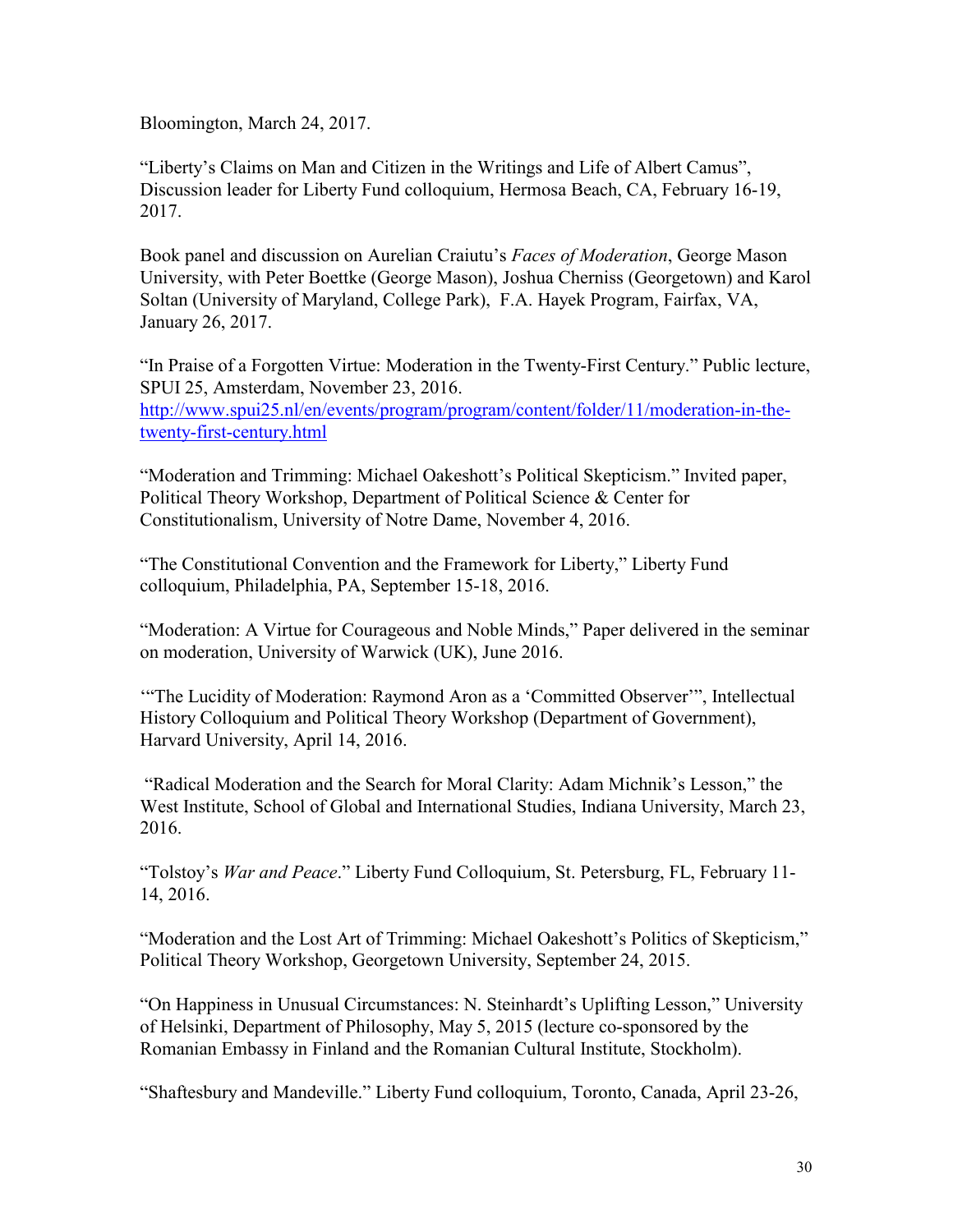Bloomington, March 24, 2017.

“Liberty’s Claims on Man and Citizen in the Writings and Life of Albert Camus”, Discussion leader for Liberty Fund colloquium, Hermosa Beach, CA, February 16-19, 2017.

Book panel and discussion on Aurelian Craiutu’s *Faces of Moderation*, George Mason University, with Peter Boettke (George Mason), Joshua Cherniss (Georgetown) and Karol Soltan (University of Maryland, College Park), F.A. Hayek Program, Fairfax, VA, January 26, 2017.

“In Praise of a Forgotten Virtue: Moderation in the Twenty-First Century.” Public lecture, SPUI 25, Amsterdam, November 23, 2016. [http://www.spui25.nl/en/events/program/program/content/folder/11/moderation-in-the-twenty-first-century.html](http://www.spui25.nl/en/events/program/program/content/folder/11/moderation-in-the-twenty-first-century.html)

“Moderation and Trimming: Michael Oakeshott’s Political Skepticism.” Invited paper, Political Theory Workshop, Department of Political Science & Center for Constitutionalism, University of Notre Dame, November 4, 2016.

“The Constitutional Convention and the Framework for Liberty,” Liberty Fund colloquium, Philadelphia, PA, September 15-18, 2016.

“Moderation: A Virtue for Courageous and Noble Minds,” Paper delivered in the seminar on moderation, University of Warwick (UK), June 2016.

‘“The Lucidity of Moderation: Raymond Aron as a ‘Committed Observer’”, Intellectual History Colloquium and Political Theory Workshop (Department of Government), Harvard University, April 14, 2016.

“Radical Moderation and the Search for Moral Clarity: Adam Michnik’s Lesson,” the West Institute, School of Global and International Studies, Indiana University, March 23, 2016.

“Tolstoy’s *War and Peace*.” Liberty Fund Colloquium, St. Petersburg, FL, February 11-14, 2016.

“Moderation and the Lost Art of Trimming: Michael Oakeshott’s Politics of Skepticism,” Political Theory Workshop, Georgetown University, September 24, 2015.

“On Happiness in Unusual Circumstances: N. Steinhardt’s Uplifting Lesson,” University of Helsinki, Department of Philosophy, May 5, 2015 (lecture co-sponsored by the Romanian Embassy in Finland and the Romanian Cultural Institute, Stockholm).

“Shaftesbury and Mandeville.” Liberty Fund colloquium, Toronto, Canada, April 23-26,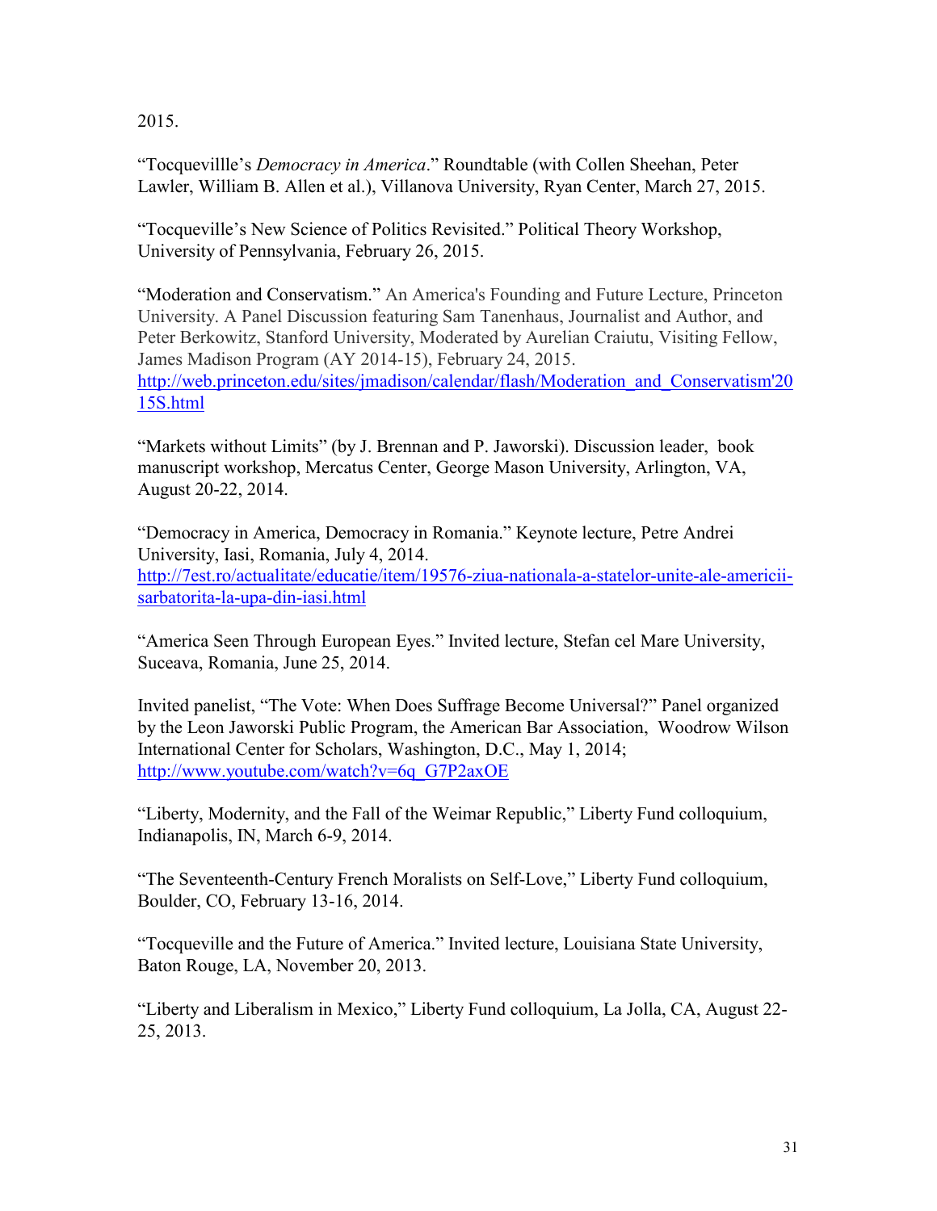2015.

"Tocquevillle's *Democracy in America*." Roundtable (with Collen Sheehan, Peter Lawler, William B. Allen et al.), Villanova University, Ryan Center, March 27, 2015.

"Tocqueville's New Science of Politics Revisited." Political Theory Workshop, University of Pennsylvania, February 26, 2015.

"Moderation and Conservatism." An America's Founding and Future Lecture, Princeton University. A Panel Discussion featuring Sam Tanenhaus, Journalist and Author, and Peter Berkowitz, Stanford University, Moderated by Aurelian Craiutu, Visiting Fellow, James Madison Program (AY 2014-15), February 24, 2015. http://web.princeton.edu/sites/jmadison/calendar/flash/Moderation_and_Conservatism'2015S.html

"Markets without Limits" (by J. Brennan and P. Jaworski). Discussion leader, book manuscript workshop, Mercatus Center, George Mason University, Arlington, VA, August 20-22, 2014.

"Democracy in America, Democracy in Romania." Keynote lecture, Petre Andrei University, Iasi, Romania, July 4, 2014. http://7est.ro/actualitate/educatie/item/19576-ziua-nationala-a-statelor-unite-ale-americii-sarbatorita-la-upa-din-iasi.html

"America Seen Through European Eyes." Invited lecture, Stefan cel Mare University, Suceava, Romania, June 25, 2014.

Invited panelist, "The Vote: When Does Suffrage Become Universal?" Panel organized by the Leon Jaworski Public Program, the American Bar Association, Woodrow Wilson International Center for Scholars, Washington, D.C., May 1, 2014; http://www.youtube.com/watch?v=6q_G7P2axOE

"Liberty, Modernity, and the Fall of the Weimar Republic," Liberty Fund colloquium, Indianapolis, IN, March 6-9, 2014.

"The Seventeenth-Century French Moralists on Self-Love," Liberty Fund colloquium, Boulder, CO, February 13-16, 2014.

"Tocqueville and the Future of America." Invited lecture, Louisiana State University, Baton Rouge, LA, November 20, 2013.

"Liberty and Liberalism in Mexico," Liberty Fund colloquium, La Jolla, CA, August 22-25, 2013.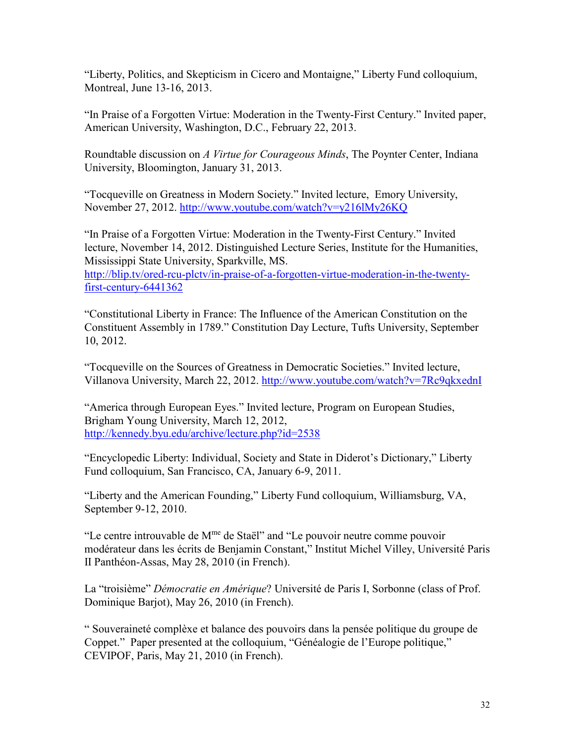"Liberty, Politics, and Skepticism in Cicero and Montaigne," Liberty Fund colloquium, Montreal, June 13-16, 2013.

"In Praise of a Forgotten Virtue: Moderation in the Twenty-First Century." Invited paper, American University, Washington, D.C., February 22, 2013.

Roundtable discussion on *A Virtue for Courageous Minds*, The Poynter Center, Indiana University, Bloomington, January 31, 2013.

"Tocqueville on Greatness in Modern Society." Invited lecture, Emory University, November 27, 2012. http://www.youtube.com/watch?v=y216lMy26KQ

"In Praise of a Forgotten Virtue: Moderation in the Twenty-First Century." Invited lecture, November 14, 2012. Distinguished Lecture Series, Institute for the Humanities, Mississippi State University, Sparkville, MS. http://blip.tv/ored-rcu-plctv/in-praise-of-a-forgotten-virtue-moderation-in-the-twenty-first-century-6441362

"Constitutional Liberty in France: The Influence of the American Constitution on the Constituent Assembly in 1789." Constitution Day Lecture, Tufts University, September 10, 2012.

"Tocqueville on the Sources of Greatness in Democratic Societies." Invited lecture, Villanova University, March 22, 2012. http://www.youtube.com/watch?v=7Rc9qkxednI

"America through European Eyes." Invited lecture, Program on European Studies, Brigham Young University, March 12, 2012, http://kennedy.byu.edu/archive/lecture.php?id=2538

"Encyclopedic Liberty: Individual, Society and State in Diderot's Dictionary," Liberty Fund colloquium, San Francisco, CA, January 6-9, 2011.

"Liberty and the American Founding," Liberty Fund colloquium, Williamsburg, VA, September 9-12, 2010.

"Le centre introuvable de M^me de Staël" and "Le pouvoir neutre comme pouvoir modérateur dans les écrits de Benjamin Constant," Institut Michel Villey, Université Paris II Panthéon-Assas, May 28, 2010 (in French).

La "troisième" *Démocratie en Amérique*? Université de Paris I, Sorbonne (class of Prof. Dominique Barjot), May 26, 2010 (in French).

" Souveraineté complèxe et balance des pouvoirs dans la pensée politique du groupe de Coppet." Paper presented at the colloquium, "Généalogie de l'Europe politique," CEVIPOF, Paris, May 21, 2010 (in French).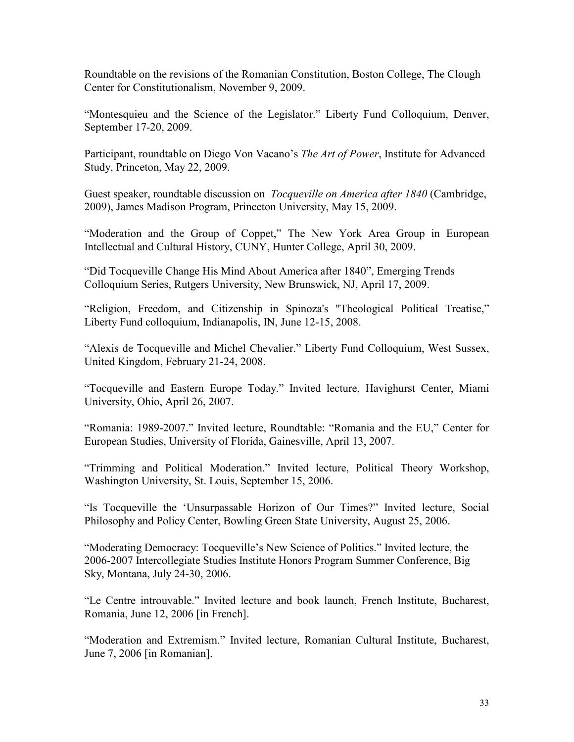Roundtable on the revisions of the Romanian Constitution, Boston College, The Clough Center for Constitutionalism, November 9, 2009.

"Montesquieu and the Science of the Legislator." Liberty Fund Colloquium, Denver, September 17-20, 2009.

Participant, roundtable on Diego Von Vacano's *The Art of Power*, Institute for Advanced Study, Princeton, May 22, 2009.

Guest speaker, roundtable discussion on *Tocqueville on America after 1840* (Cambridge, 2009), James Madison Program, Princeton University, May 15, 2009.

"Moderation and the Group of Coppet," The New York Area Group in European Intellectual and Cultural History, CUNY, Hunter College, April 30, 2009.

"Did Tocqueville Change His Mind About America after 1840", Emerging Trends Colloquium Series, Rutgers University, New Brunswick, NJ, April 17, 2009.

"Religion, Freedom, and Citizenship in Spinoza's "Theological Political Treatise," Liberty Fund colloquium, Indianapolis, IN, June 12-15, 2008.

"Alexis de Tocqueville and Michel Chevalier." Liberty Fund Colloquium, West Sussex, United Kingdom, February 21-24, 2008.

"Tocqueville and Eastern Europe Today." Invited lecture, Havighurst Center, Miami University, Ohio, April 26, 2007.

"Romania: 1989-2007." Invited lecture, Roundtable: "Romania and the EU," Center for European Studies, University of Florida, Gainesville, April 13, 2007.

"Trimming and Political Moderation." Invited lecture, Political Theory Workshop, Washington University, St. Louis, September 15, 2006.

"Is Tocqueville the 'Unsurpassable Horizon of Our Times?" Invited lecture, Social Philosophy and Policy Center, Bowling Green State University, August 25, 2006.

"Moderating Democracy: Tocqueville's New Science of Politics." Invited lecture, the 2006-2007 Intercollegiate Studies Institute Honors Program Summer Conference, Big Sky, Montana, July 24-30, 2006.

"Le Centre introuvable." Invited lecture and book launch, French Institute, Bucharest, Romania, June 12, 2006 [in French].

"Moderation and Extremism." Invited lecture, Romanian Cultural Institute, Bucharest, June 7, 2006 [in Romanian].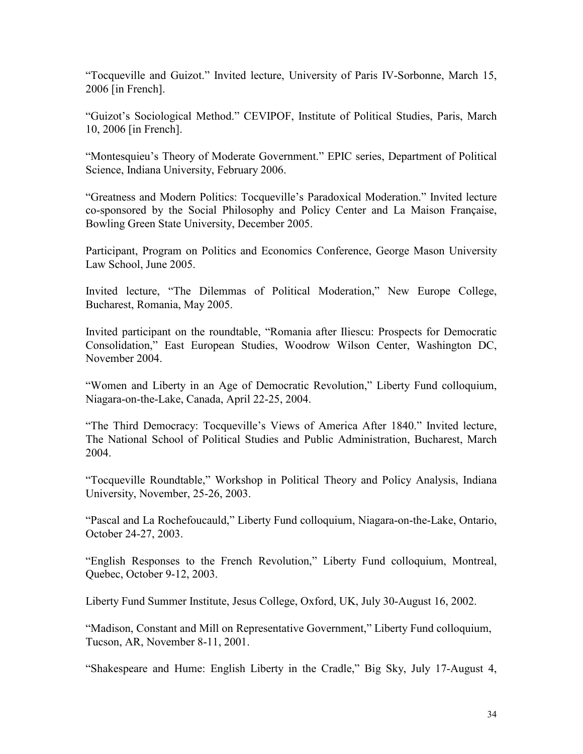"Tocqueville and Guizot." Invited lecture, University of Paris IV-Sorbonne, March 15, 2006 [in French].

"Guizot's Sociological Method." CEVIPOF, Institute of Political Studies, Paris, March 10, 2006 [in French].

"Montesquieu's Theory of Moderate Government." EPIC series, Department of Political Science, Indiana University, February 2006.

"Greatness and Modern Politics: Tocqueville's Paradoxical Moderation." Invited lecture co-sponsored by the Social Philosophy and Policy Center and La Maison Française, Bowling Green State University, December 2005.

Participant, Program on Politics and Economics Conference, George Mason University Law School, June 2005.

Invited lecture, "The Dilemmas of Political Moderation," New Europe College, Bucharest, Romania, May 2005.

Invited participant on the roundtable, "Romania after Iliescu: Prospects for Democratic Consolidation," East European Studies, Woodrow Wilson Center, Washington DC, November 2004.

"Women and Liberty in an Age of Democratic Revolution," Liberty Fund colloquium, Niagara-on-the-Lake, Canada, April 22-25, 2004.

"The Third Democracy: Tocqueville's Views of America After 1840." Invited lecture, The National School of Political Studies and Public Administration, Bucharest, March 2004.

"Tocqueville Roundtable," Workshop in Political Theory and Policy Analysis, Indiana University, November, 25-26, 2003.

"Pascal and La Rochefoucauld," Liberty Fund colloquium, Niagara-on-the-Lake, Ontario, October 24-27, 2003.

"English Responses to the French Revolution," Liberty Fund colloquium, Montreal, Quebec, October 9-12, 2003.

Liberty Fund Summer Institute, Jesus College, Oxford, UK, July 30-August 16, 2002.

"Madison, Constant and Mill on Representative Government," Liberty Fund colloquium, Tucson, AR, November 8-11, 2001.

"Shakespeare and Hume: English Liberty in the Cradle," Big Sky, July 17-August 4,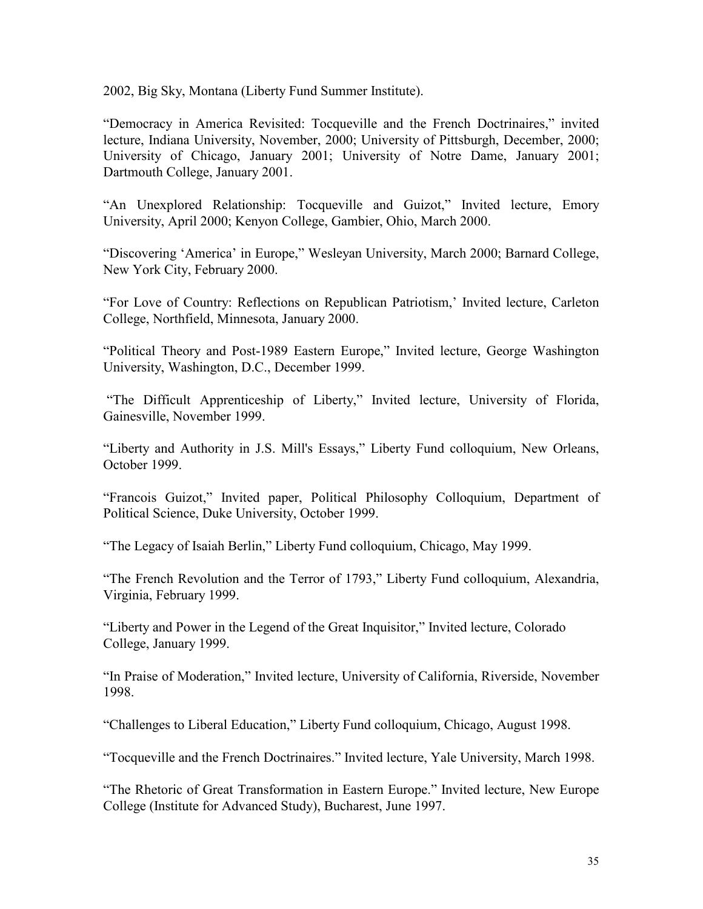2002, Big Sky, Montana (Liberty Fund Summer Institute).

"Democracy in America Revisited: Tocqueville and the French Doctrinaires," invited lecture, Indiana University, November, 2000; University of Pittsburgh, December, 2000; University of Chicago, January 2001; University of Notre Dame, January 2001; Dartmouth College, January 2001.

"An Unexplored Relationship: Tocqueville and Guizot," Invited lecture, Emory University, April 2000; Kenyon College, Gambier, Ohio, March 2000.

"Discovering 'America' in Europe," Wesleyan University, March 2000; Barnard College, New York City, February 2000.

"For Love of Country: Reflections on Republican Patriotism,' Invited lecture, Carleton College, Northfield, Minnesota, January 2000.

"Political Theory and Post-1989 Eastern Europe," Invited lecture, George Washington University, Washington, D.C., December 1999.

"The Difficult Apprenticeship of Liberty," Invited lecture, University of Florida, Gainesville, November 1999.

"Liberty and Authority in J.S. Mill's Essays," Liberty Fund colloquium, New Orleans, October 1999.

"Francois Guizot," Invited paper, Political Philosophy Colloquium, Department of Political Science, Duke University, October 1999.

"The Legacy of Isaiah Berlin," Liberty Fund colloquium, Chicago, May 1999.

"The French Revolution and the Terror of 1793," Liberty Fund colloquium, Alexandria, Virginia, February 1999.

"Liberty and Power in the Legend of the Great Inquisitor," Invited lecture, Colorado College, January 1999.

"In Praise of Moderation," Invited lecture, University of California, Riverside, November 1998.

"Challenges to Liberal Education," Liberty Fund colloquium, Chicago, August 1998.

"Tocqueville and the French Doctrinaires." Invited lecture, Yale University, March 1998.

"The Rhetoric of Great Transformation in Eastern Europe." Invited lecture, New Europe College (Institute for Advanced Study), Bucharest, June 1997.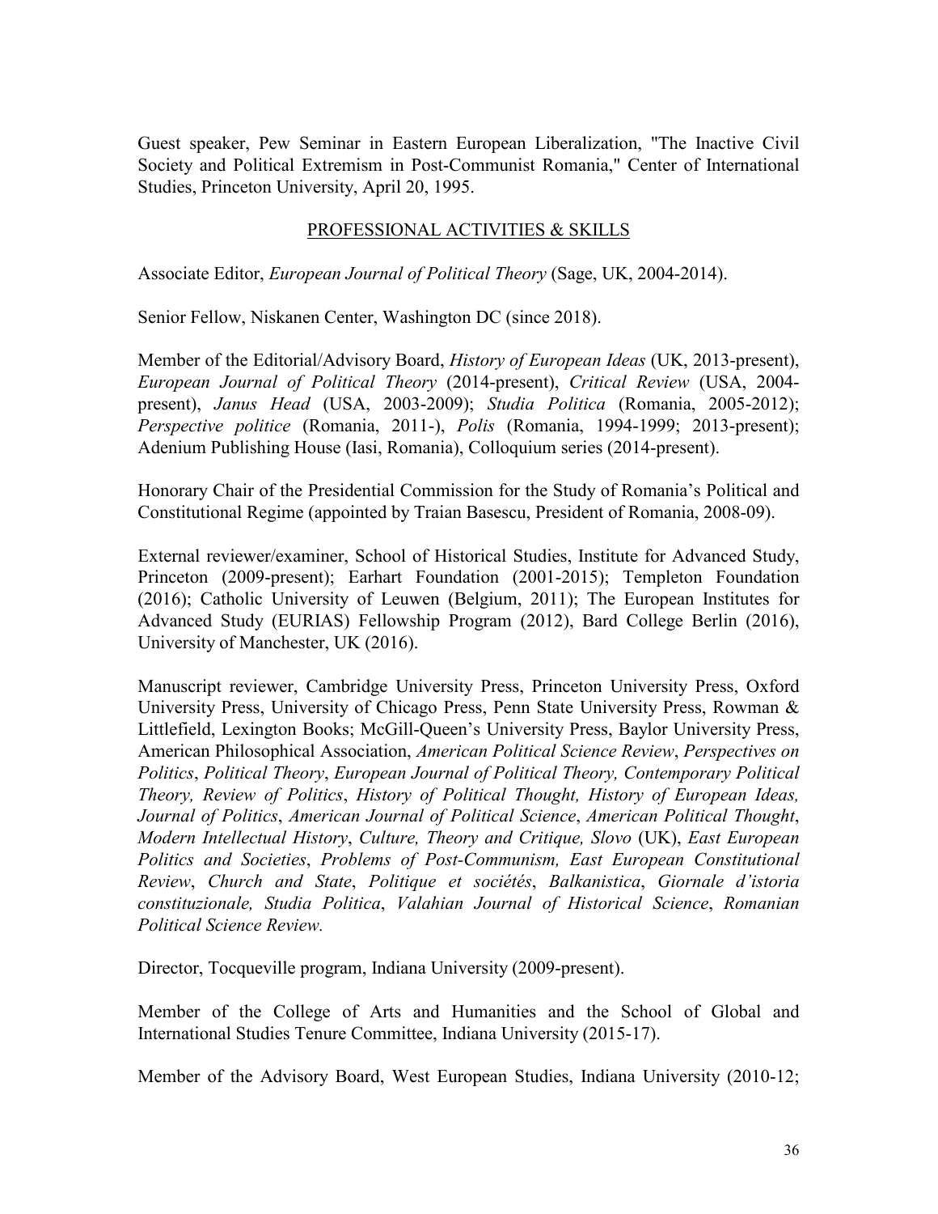Guest speaker, Pew Seminar in Eastern European Liberalization, "The Inactive Civil Society and Political Extremism in Post-Communist Romania," Center of International Studies, Princeton University, April 20, 1995.

## PROFESSIONAL ACTIVITIES & SKILLS

Associate Editor, *European Journal of Political Theory* (Sage, UK, 2004-2014).

Senior Fellow, Niskanen Center, Washington DC (since 2018).

Member of the Editorial/Advisory Board, *History of European Ideas* (UK, 2013-present), *European Journal of Political Theory* (2014-present), *Critical Review* (USA, 2004-present), *Janus Head* (USA, 2003-2009); *Studia Politica* (Romania, 2005-2012); *Perspective politice* (Romania, 2011-), *Polis* (Romania, 1994-1999; 2013-present); Adenium Publishing House (Iasi, Romania), Colloquium series (2014-present).

Honorary Chair of the Presidential Commission for the Study of Romania's Political and Constitutional Regime (appointed by Traian Basescu, President of Romania, 2008-09).

External reviewer/examiner, School of Historical Studies, Institute for Advanced Study, Princeton (2009-present); Earhart Foundation (2001-2015); Templeton Foundation (2016); Catholic University of Leuwen (Belgium, 2011); The European Institutes for Advanced Study (EURIAS) Fellowship Program (2012), Bard College Berlin (2016), University of Manchester, UK (2016).

Manuscript reviewer, Cambridge University Press, Princeton University Press, Oxford University Press, University of Chicago Press, Penn State University Press, Rowman & Littlefield, Lexington Books; McGill-Queen's University Press, Baylor University Press, American Philosophical Association, *American Political Science Review*, *Perspectives on Politics*, *Political Theory*, *European Journal of Political Theory, Contemporary Political Theory, Review of Politics*, *History of Political Thought, History of European Ideas, Journal of Politics*, *American Journal of Political Science*, *American Political Thought*, *Modern Intellectual History*, *Culture, Theory and Critique, Slovo* (UK), *East European Politics and Societies*, *Problems of Post-Communism, East European Constitutional Review*, *Church and State*, *Politique et sociétés*, *Balkanistica*, *Giornale d'istoria constituzionale, Studia Politica*, *Valahian Journal of Historical Science*, *Romanian Political Science Review.*

Director, Tocqueville program, Indiana University (2009-present).

Member of the College of Arts and Humanities and the School of Global and International Studies Tenure Committee, Indiana University (2015-17).

Member of the Advisory Board, West European Studies, Indiana University (2010-12;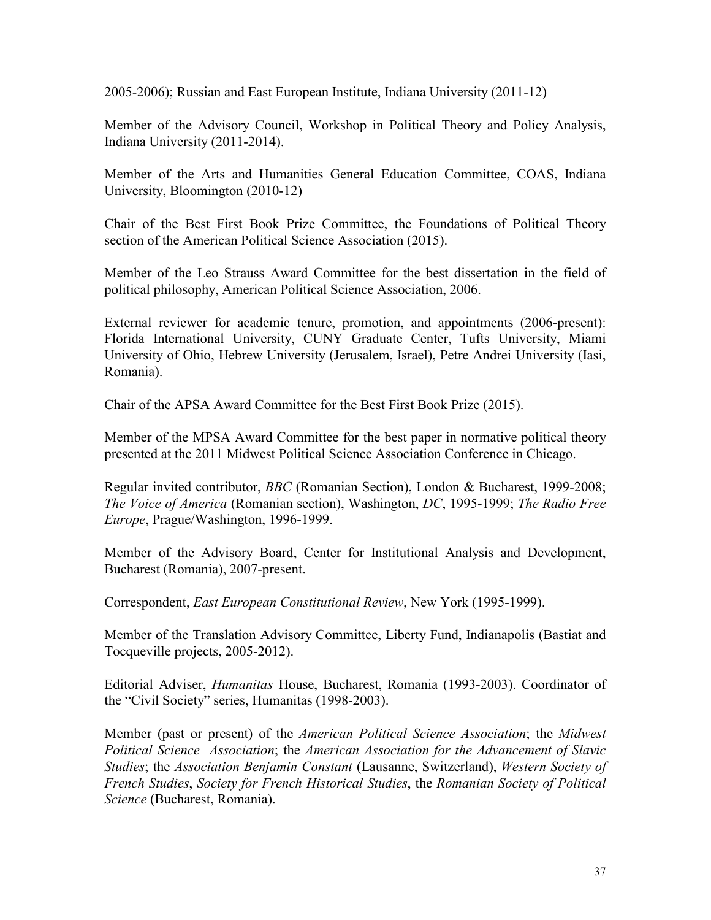2005-2006); Russian and East European Institute, Indiana University (2011-12)

Member of the Advisory Council, Workshop in Political Theory and Policy Analysis, Indiana University (2011-2014).

Member of the Arts and Humanities General Education Committee, COAS, Indiana University, Bloomington (2010-12)

Chair of the Best First Book Prize Committee, the Foundations of Political Theory section of the American Political Science Association (2015).

Member of the Leo Strauss Award Committee for the best dissertation in the field of political philosophy, American Political Science Association, 2006.

External reviewer for academic tenure, promotion, and appointments (2006-present): Florida International University, CUNY Graduate Center, Tufts University, Miami University of Ohio, Hebrew University (Jerusalem, Israel), Petre Andrei University (Iasi, Romania).

Chair of the APSA Award Committee for the Best First Book Prize (2015).

Member of the MPSA Award Committee for the best paper in normative political theory presented at the 2011 Midwest Political Science Association Conference in Chicago.

Regular invited contributor, *BBC* (Romanian Section), London & Bucharest, 1999-2008; *The Voice of America* (Romanian section), Washington, *DC*, 1995-1999; *The Radio Free Europe*, Prague/Washington, 1996-1999.

Member of the Advisory Board, Center for Institutional Analysis and Development, Bucharest (Romania), 2007-present.

Correspondent, *East European Constitutional Review*, New York (1995-1999).

Member of the Translation Advisory Committee, Liberty Fund, Indianapolis (Bastiat and Tocqueville projects, 2005-2012).

Editorial Adviser, *Humanitas* House, Bucharest, Romania (1993-2003). Coordinator of the "Civil Society" series, Humanitas (1998-2003).

Member (past or present) of the *American Political Science Association*; the *Midwest Political Science Association*; the *American Association for the Advancement of Slavic Studies*; the *Association Benjamin Constant* (Lausanne, Switzerland), *Western Society of French Studies*, *Society for French Historical Studies*, the *Romanian Society of Political Science* (Bucharest, Romania).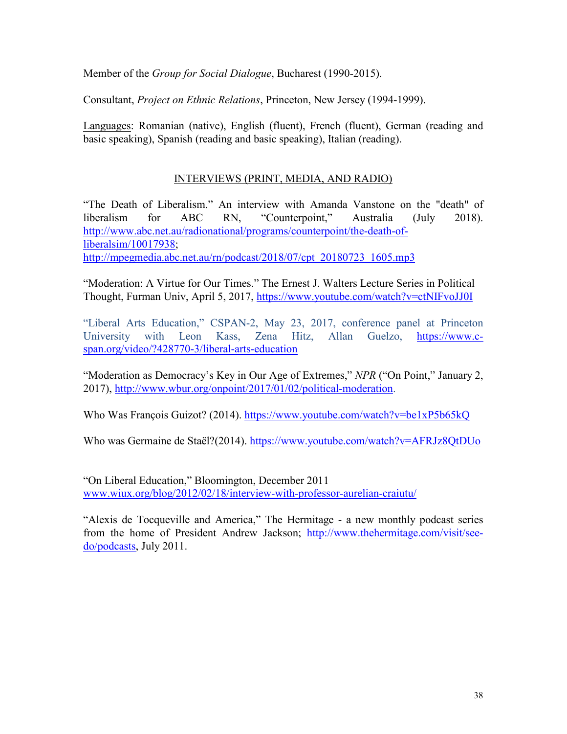Member of the *Group for Social Dialogue*, Bucharest (1990-2015).

Consultant, *Project on Ethnic Relations*, Princeton, New Jersey (1994-1999).

Languages: Romanian (native), English (fluent), French (fluent), German (reading and basic speaking), Spanish (reading and basic speaking), Italian (reading).

## INTERVIEWS (PRINT, MEDIA, AND RADIO)

"The Death of Liberalism." An interview with Amanda Vanstone on the "death" of liberalism for ABC RN, "Counterpoint," Australia (July 2018). http://www.abc.net.au/radionational/programs/counterpoint/the-death-of-liberalsim/10017938; http://mpegmedia.abc.net.au/rn/podcast/2018/07/cpt_20180723_1605.mp3

"Moderation: A Virtue for Our Times." The Ernest J. Walters Lecture Series in Political Thought, Furman Univ, April 5, 2017, https://www.youtube.com/watch?v=ctNIFvoJJ0I

"Liberal Arts Education," CSPAN-2, May 23, 2017, conference panel at Princeton University with Leon Kass, Zena Hitz, Allan Guelzo, https://www.c-span.org/video/?428770-3/liberal-arts-education

"Moderation as Democracy's Key in Our Age of Extremes," *NPR* ("On Point," January 2, 2017), http://www.wbur.org/onpoint/2017/01/02/political-moderation.

Who Was François Guizot? (2014). https://www.youtube.com/watch?v=be1xP5b65kQ

Who was Germaine de Staël?(2014). https://www.youtube.com/watch?v=AFRJz8QtDUo

"On Liberal Education," Bloomington, December 2011 www.wiux.org/blog/2012/02/18/interview-with-professor-aurelian-craiutu/

"Alexis de Tocqueville and America," The Hermitage - a new monthly podcast series from the home of President Andrew Jackson; http://www.thehermitage.com/visit/see-do/podcasts, July 2011.